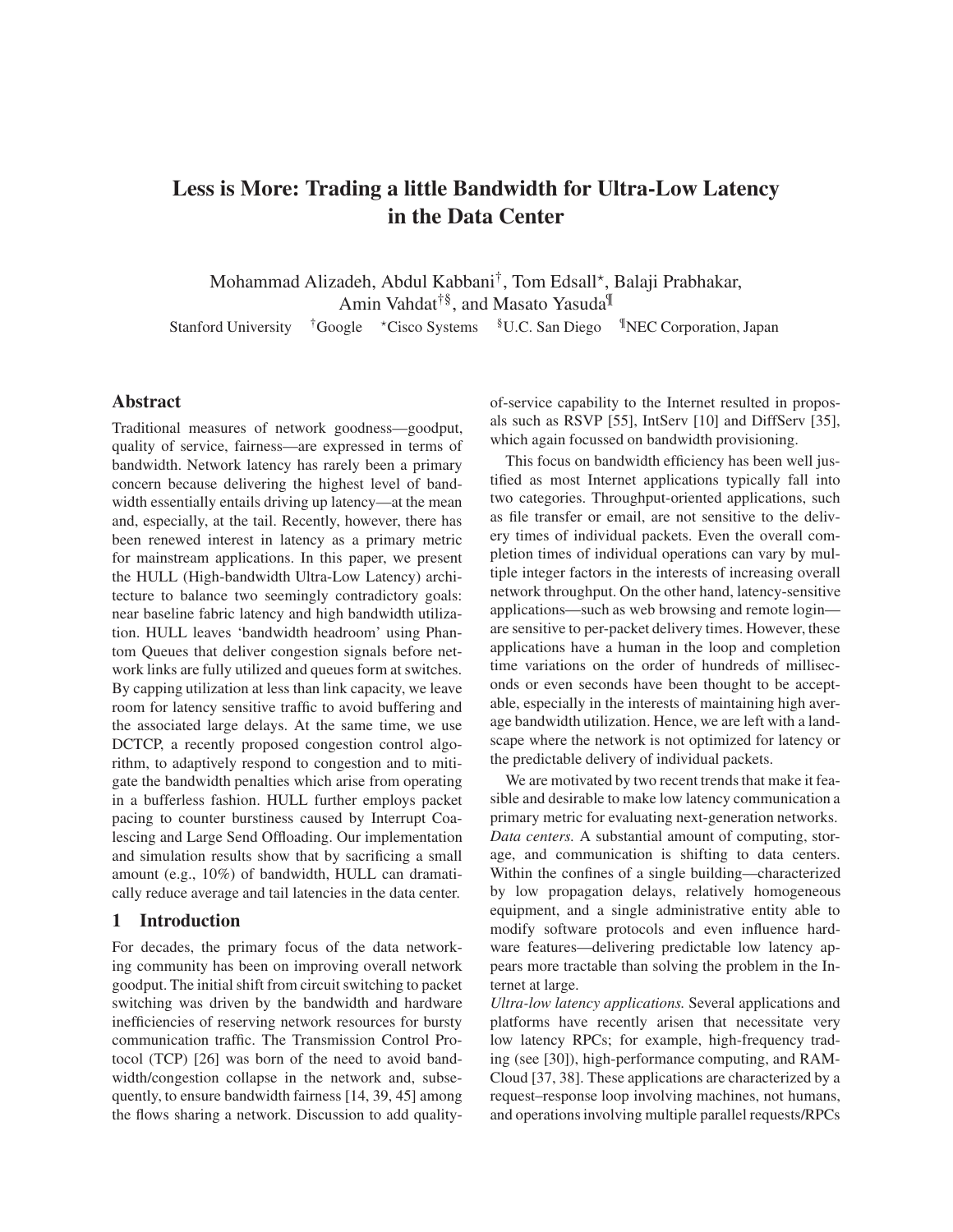# Less is More: Trading a little Bandwidth for Ultra-Low Latency in the Data Center

Mohammad Alizadeh, Abdul Kabbani[†], Tom Edsall[⋆], Balaji Prabhakar, Amin Vahdat[†§], and Masato Yasuda[¶]

Stanford University [†]Google [⋆]Cisco Systems [§]U.C. San Diego [¶]NEC Corporation, Japan

## Abstract

Traditional measures of network goodness—goodput, quality of service, fairness—are expressed in terms of bandwidth. Network latency has rarely been a primary concern because delivering the highest level of bandwidth essentially entails driving up latency—at the mean and, especially, at the tail. Recently, however, there has been renewed interest in latency as a primary metric for mainstream applications. In this paper, we present the HULL (High-bandwidth Ultra-Low Latency) architecture to balance two seemingly contradictory goals: near baseline fabric latency and high bandwidth utilization. HULL leaves 'bandwidth headroom' using Phantom Queues that deliver congestion signals before network links are fully utilized and queues form at switches. By capping utilization at less than link capacity, we leave room for latency sensitive traffic to avoid buffering and the associated large delays. At the same time, we use DCTCP, a recently proposed congestion control algorithm, to adaptively respond to congestion and to mitigate the bandwidth penalties which arise from operating in a bufferless fashion. HULL further employs packet pacing to counter burstiness caused by Interrupt Coalescing and Large Send Offloading. Our implementation and simulation results show that by sacrificing a small amount (e.g., 10%) of bandwidth, HULL can dramatically reduce average and tail latencies in the data center.

## 1 Introduction

For decades, the primary focus of the data networking community has been on improving overall network goodput. The initial shift from circuit switching to packet switching was driven by the bandwidth and hardware inefficiencies of reserving network resources for bursty communication traffic. The Transmission Control Protocol (TCP) [26] was born of the need to avoid bandwidth/congestion collapse in the network and, subsequently, to ensure bandwidth fairness [14, 39, 45] among the flows sharing a network. Discussion to add quality-of-service capability to the Internet resulted in proposals such as RSVP [55], IntServ [10] and DiffServ [35], which again focussed on bandwidth provisioning.

This focus on bandwidth efficiency has been well justified as most Internet applications typically fall into two categories. Throughput-oriented applications, such as file transfer or email, are not sensitive to the delivery times of individual packets. Even the overall completion times of individual operations can vary by multiple integer factors in the interests of increasing overall network throughput. On the other hand, latency-sensitive applications—such as web browsing and remote login—are sensitive to per-packet delivery times. However, these applications have a human in the loop and completion time variations on the order of hundreds of milliseconds or even seconds have been thought to be acceptable, especially in the interests of maintaining high average bandwidth utilization. Hence, we are left with a landscape where the network is not optimized for latency or the predictable delivery of individual packets.

We are motivated by two recent trends that make it feasible and desirable to make low latency communication a primary metric for evaluating next-generation networks.

*Data centers.* A substantial amount of computing, storage, and communication is shifting to data centers. Within the confines of a single building—characterized by low propagation delays, relatively homogeneous equipment, and a single administrative entity able to modify software protocols and even influence hardware features—delivering predictable low latency appears more tractable than solving the problem in the Internet at large.

*Ultra-low latency applications.* Several applications and platforms have recently arisen that necessitate very low latency RPCs; for example, high-frequency trading (see [30]), high-performance computing, and RAMCloud [37, 38]. These applications are characterized by a request–response loop involving machines, not humans, and operations involving multiple parallel requests/RPCs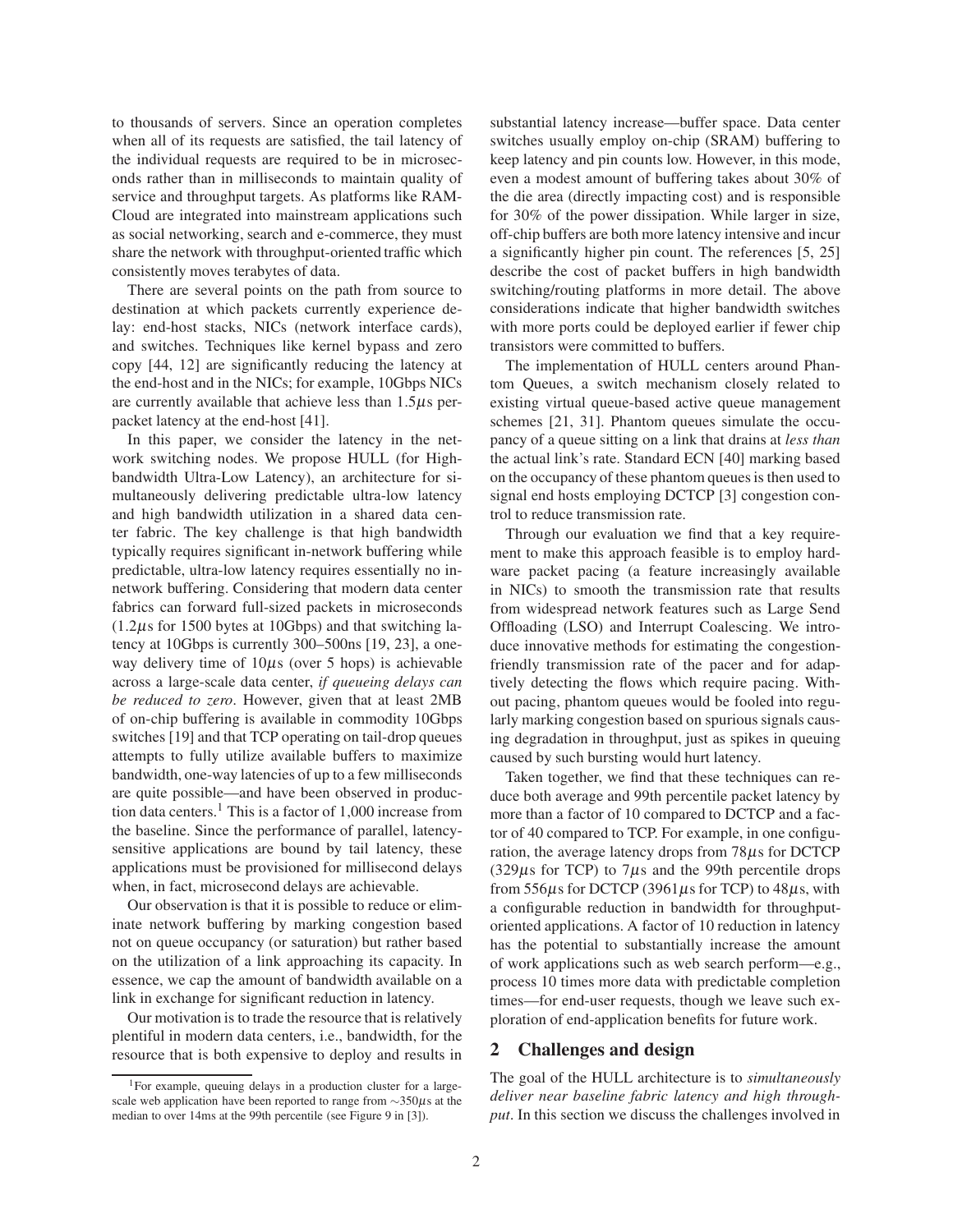to thousands of servers. Since an operation completes when all of its requests are satisfied, the tail latency of the individual requests are required to be in microseconds rather than in milliseconds to maintain quality of service and throughput targets. As platforms like RAMCloud are integrated into mainstream applications such as social networking, search and e-commerce, they must share the network with throughput-oriented traffic which consistently moves terabytes of data.

There are several points on the path from source to destination at which packets currently experience delay: end-host stacks, NICs (network interface cards), and switches. Techniques like kernel bypass and zero copy [44, 12] are significantly reducing the latency at the end-host and in the NICs; for example, 10Gbps NICs are currently available that achieve less than 1.5$\mu$s per-packet latency at the end-host [41].

In this paper, we consider the latency in the network switching nodes. We propose HULL (for High-bandwidth Ultra-Low Latency), an architecture for simultaneously delivering predictable ultra-low latency and high bandwidth utilization in a shared data center fabric. The key challenge is that high bandwidth typically requires significant in-network buffering while predictable, ultra-low latency requires essentially no in-network buffering. Considering that modern data center fabrics can forward full-sized packets in microseconds (1.2$\mu$s for 1500 bytes at 10Gbps) and that switching latency at 10Gbps is currently 300–500ns [19, 23], a one-way delivery time of 10$\mu$s (over 5 hops) is achievable across a large-scale data center, *if queueing delays can be reduced to zero*. However, given that at least 2MB of on-chip buffering is available in commodity 10Gbps switches [19] and that TCP operating on tail-drop queues attempts to fully utilize available buffers to maximize bandwidth, one-way latencies of up to a few milliseconds are quite possible—and have been observed in production data centers.[1] This is a factor of 1,000 increase from the baseline. Since the performance of parallel, latency-sensitive applications are bound by tail latency, these applications must be provisioned for millisecond delays when, in fact, microsecond delays are achievable.

Our observation is that it is possible to reduce or eliminate network buffering by marking congestion based not on queue occupancy (or saturation) but rather based on the utilization of a link approaching its capacity. In essence, we cap the amount of bandwidth available on a link in exchange for significant reduction in latency.

Our motivation is to trade the resource that is relatively plentiful in modern data centers, i.e., bandwidth, for the resource that is both expensive to deploy and results in substantial latency increase—buffer space. Data center switches usually employ on-chip (SRAM) buffering to keep latency and pin counts low. However, in this mode, even a modest amount of buffering takes about 30% of the die area (directly impacting cost) and is responsible for 30% of the power dissipation. While larger in size, off-chip buffers are both more latency intensive and incur a significantly higher pin count. The references [5, 25] describe the cost of packet buffers in high bandwidth switching/routing platforms in more detail. The above considerations indicate that higher bandwidth switches with more ports could be deployed earlier if fewer chip transistors were committed to buffers.

The implementation of HULL centers around Phantom Queues, a switch mechanism closely related to existing virtual queue-based active queue management schemes [21, 31]. Phantom queues simulate the occupancy of a queue sitting on a link that drains at *less than* the actual link's rate. Standard ECN [40] marking based on the occupancy of these phantom queues is then used to signal end hosts employing DCTCP [3] congestion control to reduce transmission rate.

Through our evaluation we find that a key requirement to make this approach feasible is to employ hardware packet pacing (a feature increasingly available in NICs) to smooth the transmission rate that results from widespread network features such as Large Send Offloading (LSO) and Interrupt Coalescing. We introduce innovative methods for estimating the congestion-friendly transmission rate of the pacer and for adaptively detecting the flows which require pacing. Without pacing, phantom queues would be fooled into regularly marking congestion based on spurious signals causing degradation in throughput, just as spikes in queuing caused by such bursting would hurt latency.

Taken together, we find that these techniques can reduce both average and 99th percentile packet latency by more than a factor of 10 compared to DCTCP and a factor of 40 compared to TCP. For example, in one configuration, the average latency drops from 78$\mu$s for DCTCP (329$\mu$s for TCP) to 7$\mu$s and the 99th percentile drops from 556$\mu$s for DCTCP (3961$\mu$s for TCP) to 48$\mu$s, with a configurable reduction in bandwidth for throughput-oriented applications. A factor of 10 reduction in latency has the potential to substantially increase the amount of work applications such as web search perform—e.g., process 10 times more data with predictable completion times—for end-user requests, though we leave such exploration of end-application benefits for future work.

## 2 Challenges and design

The goal of the HULL architecture is to *simultaneously deliver near baseline fabric latency and high throughput*. In this section we discuss the challenges involved in

[1] For example, queuing delays in a production cluster for a large-scale web application have been reported to range from ∼350$\mu$s at the median to over 14ms at the 99th percentile (see Figure 9 in [3]).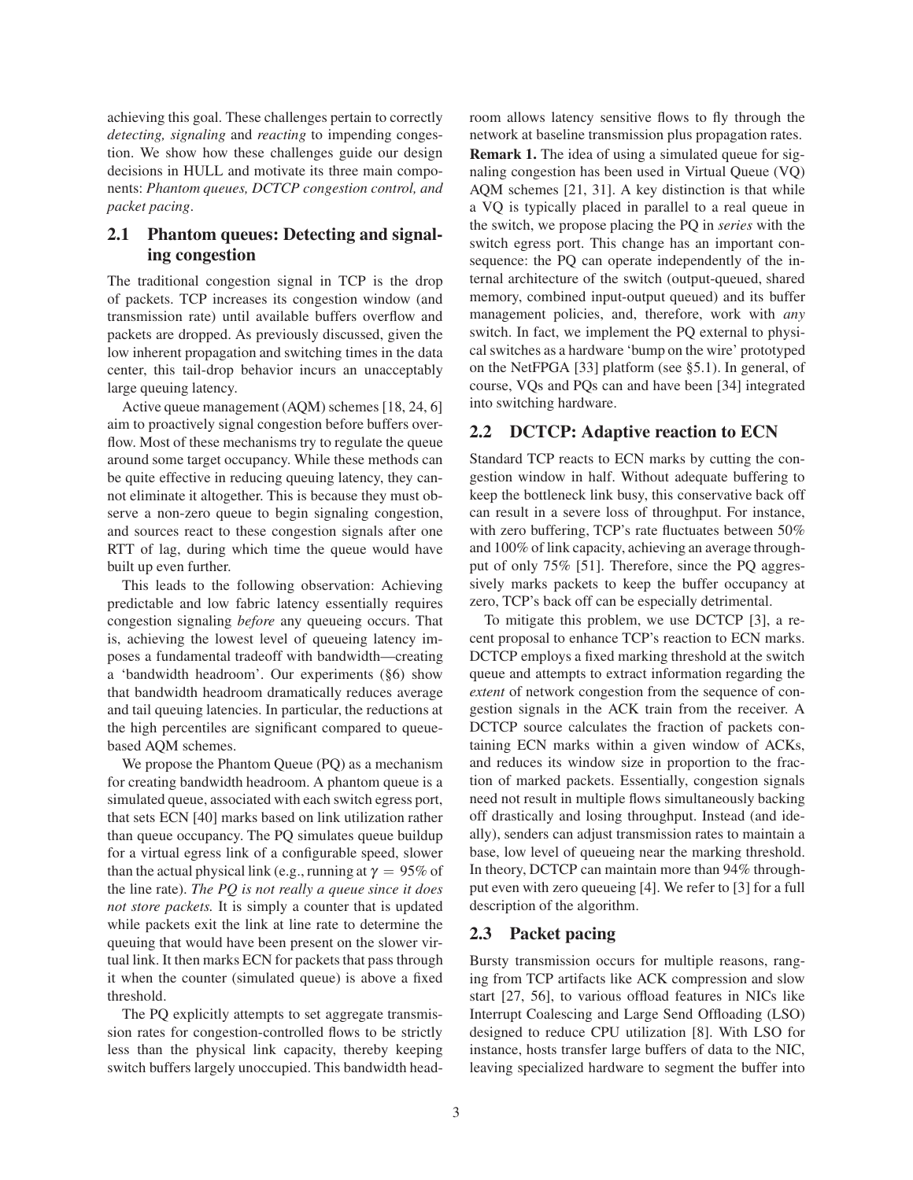achieving this goal. These challenges pertain to correctly *detecting, signaling* and *reacting* to impending congestion. We show how these challenges guide our design decisions in HULL and motivate its three main components: *Phantom queues, DCTCP congestion control, and packet pacing*.

## 2.1 Phantom queues: Detecting and signaling congestion

The traditional congestion signal in TCP is the drop of packets. TCP increases its congestion window (and transmission rate) until available buffers overflow and packets are dropped. As previously discussed, given the low inherent propagation and switching times in the data center, this tail-drop behavior incurs an unacceptably large queuing latency.

Active queue management (AQM) schemes [18, 24, 6] aim to proactively signal congestion before buffers overflow. Most of these mechanisms try to regulate the queue around some target occupancy. While these methods can be quite effective in reducing queuing latency, they cannot eliminate it altogether. This is because they must observe a non-zero queue to begin signaling congestion, and sources react to these congestion signals after one RTT of lag, during which time the queue would have built up even further.

This leads to the following observation: Achieving predictable and low fabric latency essentially requires congestion signaling *before* any queueing occurs. That is, achieving the lowest level of queueing latency imposes a fundamental tradeoff with bandwidth—creating a 'bandwidth headroom'. Our experiments (§6) show that bandwidth headroom dramatically reduces average and tail queuing latencies. In particular, the reductions at the high percentiles are significant compared to queue-based AQM schemes.

We propose the Phantom Queue (PQ) as a mechanism for creating bandwidth headroom. A phantom queue is a simulated queue, associated with each switch egress port, that sets ECN [40] marks based on link utilization rather than queue occupancy. The PQ simulates queue buildup for a virtual egress link of a configurable speed, slower than the actual physical link (e.g., running at $\gamma = 95\%$ of the line rate). *The PQ is not really a queue since it does not store packets.* It is simply a counter that is updated while packets exit the link at line rate to determine the queuing that would have been present on the slower virtual link. It then marks ECN for packets that pass through it when the counter (simulated queue) is above a fixed threshold.

The PQ explicitly attempts to set aggregate transmission rates for congestion-controlled flows to be strictly less than the physical link capacity, thereby keeping switch buffers largely unoccupied. This bandwidth headroom allows latency sensitive flows to fly through the network at baseline transmission plus propagation rates.

**Remark 1.** The idea of using a simulated queue for signaling congestion has been used in Virtual Queue (VQ) AQM schemes [21, 31]. A key distinction is that while a VQ is typically placed in parallel to a real queue in the switch, we propose placing the PQ in *series* with the switch egress port. This change has an important consequence: the PQ can operate independently of the internal architecture of the switch (output-queued, shared memory, combined input-output queued) and its buffer management policies, and, therefore, work with *any* switch. In fact, we implement the PQ external to physical switches as a hardware 'bump on the wire' prototyped on the NetFPGA [33] platform (see §5.1). In general, of course, VQs and PQs can and have been [34] integrated into switching hardware.

## 2.2 DCTCP: Adaptive reaction to ECN

Standard TCP reacts to ECN marks by cutting the congestion window in half. Without adequate buffering to keep the bottleneck link busy, this conservative back off can result in a severe loss of throughput. For instance, with zero buffering, TCP's rate fluctuates between 50% and 100% of link capacity, achieving an average throughput of only 75% [51]. Therefore, since the PQ aggressively marks packets to keep the buffer occupancy at zero, TCP's back off can be especially detrimental.

To mitigate this problem, we use DCTCP [3], a recent proposal to enhance TCP's reaction to ECN marks. DCTCP employs a fixed marking threshold at the switch queue and attempts to extract information regarding the *extent* of network congestion from the sequence of congestion signals in the ACK train from the receiver. A DCTCP source calculates the fraction of packets containing ECN marks within a given window of ACKs, and reduces its window size in proportion to the fraction of marked packets. Essentially, congestion signals need not result in multiple flows simultaneously backing off drastically and losing throughput. Instead (and ideally), senders can adjust transmission rates to maintain a base, low level of queueing near the marking threshold. In theory, DCTCP can maintain more than 94% throughput even with zero queueing [4]. We refer to [3] for a full description of the algorithm.

## 2.3 Packet pacing

Bursty transmission occurs for multiple reasons, ranging from TCP artifacts like ACK compression and slow start [27, 56], to various offload features in NICs like Interrupt Coalescing and Large Send Offloading (LSO) designed to reduce CPU utilization [8]. With LSO for instance, hosts transfer large buffers of data to the NIC, leaving specialized hardware to segment the buffer into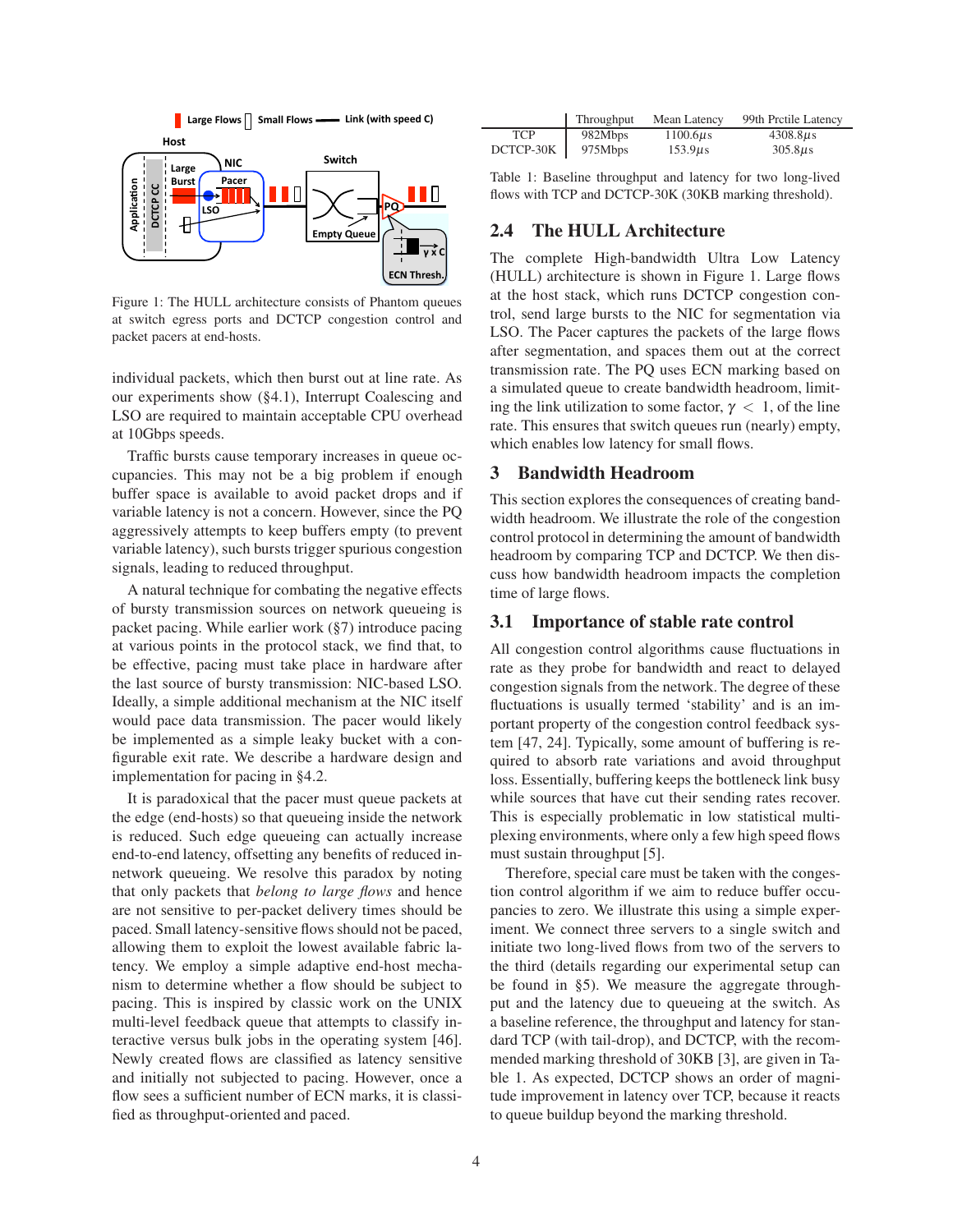Figure 1: The HULL architecture consists of Phantom queues at switch egress ports and DCTCP congestion control and packet pacers at end-hosts.

individual packets, which then burst out at line rate. As our experiments show (§4.1), Interrupt Coalescing and LSO are required to maintain acceptable CPU overhead at 10Gbps speeds.

Traffic bursts cause temporary increases in queue occupancies. This may not be a big problem if enough buffer space is available to avoid packet drops and if variable latency is not a concern. However, since the PQ aggressively attempts to keep buffers empty (to prevent variable latency), such bursts trigger spurious congestion signals, leading to reduced throughput.

A natural technique for combating the negative effects of bursty transmission sources on network queueing is packet pacing. While earlier work (§7) introduce pacing at various points in the protocol stack, we find that, to be effective, pacing must take place in hardware after the last source of bursty transmission: NIC-based LSO. Ideally, a simple additional mechanism at the NIC itself would pace data transmission. The pacer would likely be implemented as a simple leaky bucket with a configurable exit rate. We describe a hardware design and implementation for pacing in §4.2.

It is paradoxical that the pacer must queue packets at the edge (end-hosts) so that queueing inside the network is reduced. Such edge queueing can actually increase end-to-end latency, offsetting any benefits of reduced in-network queueing. We resolve this paradox by noting that only packets that *belong to large flows* and hence are not sensitive to per-packet delivery times should be paced. Small latency-sensitive flows should not be paced, allowing them to exploit the lowest available fabric latency. We employ a simple adaptive end-host mechanism to determine whether a flow should be subject to pacing. This is inspired by classic work on the UNIX multi-level feedback queue that attempts to classify interactive versus bulk jobs in the operating system [46]. Newly created flows are classified as latency sensitive and initially not subjected to pacing. However, once a flow sees a sufficient number of ECN marks, it is classified as throughput-oriented and paced.

| | Throughput | Mean Latency | 99th Prctile Latency |
|---|---|---|---|
| TCP | 982Mbps | 1100.6$\mu$s | 4308.8$\mu$s |
| DCTCP-30K | 975Mbps | 153.9$\mu$s | 305.8$\mu$s |

Table 1: Baseline throughput and latency for two long-lived flows with TCP and DCTCP-30K (30KB marking threshold).

## 2.4 The HULL Architecture

The complete High-bandwidth Ultra Low Latency (HULL) architecture is shown in Figure 1. Large flows at the host stack, which runs DCTCP congestion control, send large bursts to the NIC for segmentation via LSO. The Pacer captures the packets of the large flows after segmentation, and spaces them out at the correct transmission rate. The PQ uses ECN marking based on a simulated queue to create bandwidth headroom, limiting the link utilization to some factor, $\gamma < 1$, of the line rate. This ensures that switch queues run (nearly) empty, which enables low latency for small flows.

# 3 Bandwidth Headroom

This section explores the consequences of creating bandwidth headroom. We illustrate the role of the congestion control protocol in determining the amount of bandwidth headroom by comparing TCP and DCTCP. We then discuss how bandwidth headroom impacts the completion time of large flows.

## 3.1 Importance of stable rate control

All congestion control algorithms cause fluctuations in rate as they probe for bandwidth and react to delayed congestion signals from the network. The degree of these fluctuations is usually termed 'stability' and is an important property of the congestion control feedback system [47, 24]. Typically, some amount of buffering is required to absorb rate variations and avoid throughput loss. Essentially, buffering keeps the bottleneck link busy while sources that have cut their sending rates recover. This is especially problematic in low statistical multiplexing environments, where only a few high speed flows must sustain throughput [5].

Therefore, special care must be taken with the congestion control algorithm if we aim to reduce buffer occupancies to zero. We illustrate this using a simple experiment. We connect three servers to a single switch and initiate two long-lived flows from two of the servers to the third (details regarding our experimental setup can be found in §5). We measure the aggregate throughput and the latency due to queueing at the switch. As a baseline reference, the throughput and latency for standard TCP (with tail-drop), and DCTCP, with the recommended marking threshold of 30KB [3], are given in Table 1. As expected, DCTCP shows an order of magnitude improvement in latency over TCP, because it reacts to queue buildup beyond the marking threshold.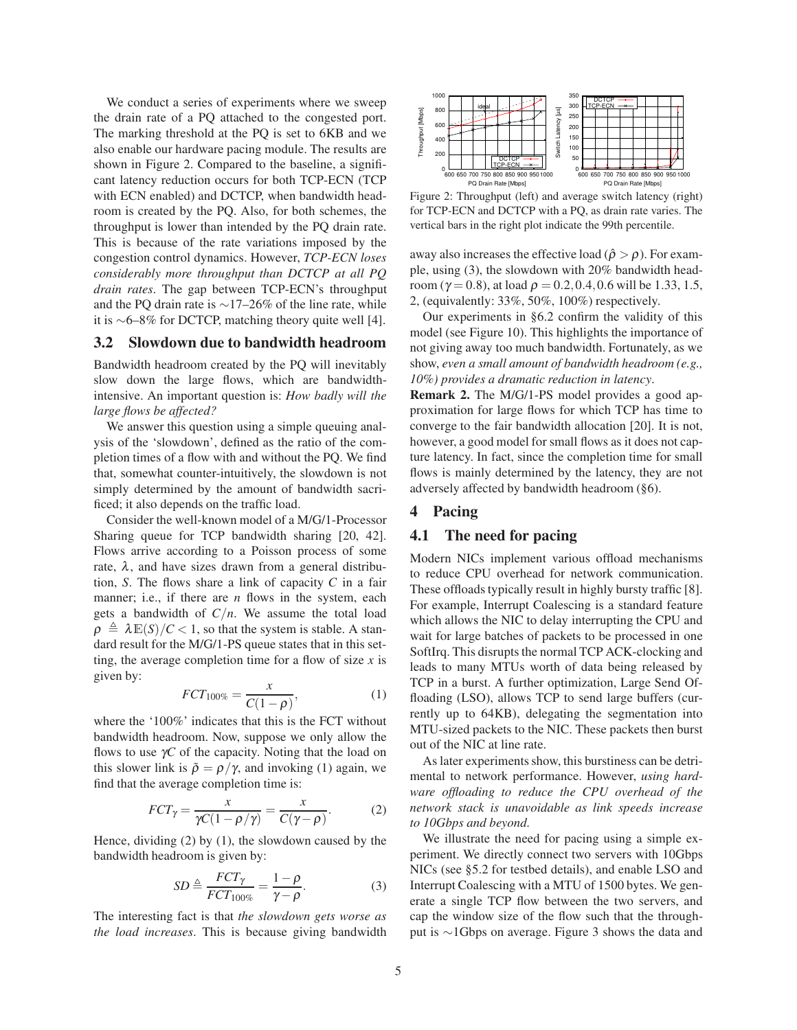We conduct a series of experiments where we sweep the drain rate of a PQ attached to the congested port. The marking threshold at the PQ is set to 6KB and we also enable our hardware pacing module. The results are shown in Figure 2. Compared to the baseline, a significant latency reduction occurs for both TCP-ECN (TCP with ECN enabled) and DCTCP, when bandwidth headroom is created by the PQ. Also, for both schemes, the throughput is lower than intended by the PQ drain rate. This is because of the rate variations imposed by the congestion control dynamics. However, *TCP-ECN loses considerably more throughput than DCTCP at all PQ drain rates*. The gap between TCP-ECN's throughput and the PQ drain rate is ∼17–26% of the line rate, while it is ∼6–8% for DCTCP, matching theory quite well [4].

## 3.2 Slowdown due to bandwidth headroom

Bandwidth headroom created by the PQ will inevitably slow down the large flows, which are bandwidth-intensive. An important question is: *How badly will the large flows be affected?*

We answer this question using a simple queuing analysis of the 'slowdown', defined as the ratio of the completion times of a flow with and without the PQ. We find that, somewhat counter-intuitively, the slowdown is not simply determined by the amount of bandwidth sacrificed; it also depends on the traffic load.

Consider the well-known model of a M/G/1-Processor Sharing queue for TCP bandwidth sharing [20, 42]. Flows arrive according to a Poisson process of some rate, $\lambda$, and have sizes drawn from a general distribution, $S$. The flows share a link of capacity $C$ in a fair manner; i.e., if there are $n$ flows in the system, each gets a bandwidth of $C/n$. We assume the total load $\rho \triangleq \lambda \mathbb{E}(S)/C < 1$, so that the system is stable. A standard result for the M/G/1-PS queue states that in this setting, the average completion time for a flow of size $x$ is given by:

$$FCT_{100\%} = \frac{x}{C(1-\rho)}, \tag{1}$$

where the '100%' indicates that this is the FCT without bandwidth headroom. Now, suppose we only allow the flows to use $\gamma C$ of the capacity. Noting that the load on this slower link is $\tilde{\rho} = \rho/\gamma$, and invoking (1) again, we find that the average completion time is:

$$FCT_{\gamma} = \frac{x}{\gamma C(1-\rho/\gamma)} = \frac{x}{C(\gamma-\rho)}. \tag{2}$$

Hence, dividing (2) by (1), the slowdown caused by the bandwidth headroom is given by:

$$SD \triangleq \frac{FCT_{\gamma}}{FCT_{100\%}} = \frac{1-\rho}{\gamma-\rho}. \tag{3}$$

The interesting fact is that *the slowdown gets worse as the load increases*. This is because giving bandwidth away also increases the effective load ($\hat{\rho} > \rho$). For example, using (3), the slowdown with 20% bandwidth headroom ($\gamma = 0.8$), at load $\rho = 0.2, 0.4, 0.6$ will be 1.33, 1.5, 2, (equivalently: 33%, 50%, 100%) respectively.

Our experiments in §6.2 confirm the validity of this model (see Figure 10). This highlights the importance of not giving away too much bandwidth. Fortunately, as we show, *even a small amount of bandwidth headroom (e.g., 10%) provides a dramatic reduction in latency*.

**Remark 2.** The M/G/1-PS model provides a good approximation for large flows for which TCP has time to converge to the fair bandwidth allocation [20]. It is not, however, a good model for small flows as it does not capture latency. In fact, since the completion time for small flows is mainly determined by the latency, they are not adversely affected by bandwidth headroom (§6).

Figure 2: Throughput (left) and average switch latency (right) for TCP-ECN and DCTCP with a PQ, as drain rate varies. The vertical bars in the right plot indicate the 99th percentile.

# 4 Pacing

## 4.1 The need for pacing

Modern NICs implement various offload mechanisms to reduce CPU overhead for network communication. These offloads typically result in highly bursty traffic [8]. For example, Interrupt Coalescing is a standard feature which allows the NIC to delay interrupting the CPU and wait for large batches of packets to be processed in one SoftIrq. This disrupts the normal TCP ACK-clocking and leads to many MTUs worth of data being released by TCP in a burst. A further optimization, Large Send Offloading (LSO), allows TCP to send large buffers (currently up to 64KB), delegating the segmentation into MTU-sized packets to the NIC. These packets then burst out of the NIC at line rate.

As later experiments show, this burstiness can be detrimental to network performance. However, *using hardware offloading to reduce the CPU overhead of the network stack is unavoidable as link speeds increase to 10Gbps and beyond.*

We illustrate the need for pacing using a simple experiment. We directly connect two servers with 10Gbps NICs (see §5.2 for testbed details), and enable LSO and Interrupt Coalescing with a MTU of 1500 bytes. We generate a single TCP flow between the two servers, and cap the window size of the flow such that the throughput is ∼1Gbps on average. Figure 3 shows the data and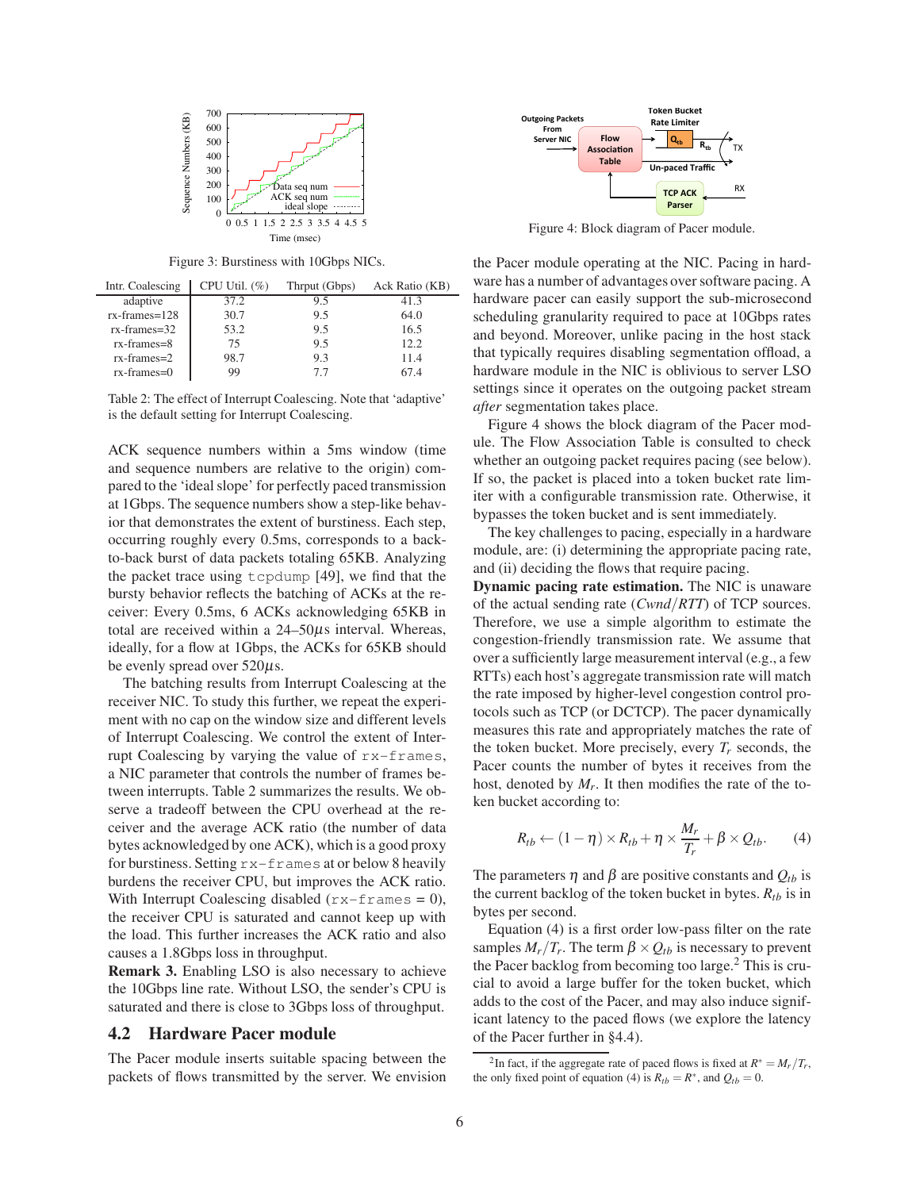Figure 3: Burstiness with 10Gbps NICs.

| Intr. Coalescing | CPU Util. (%) | Thrpt (Gbps) | Ack Ratio (KB) |
|---|---|---|---|
| adaptive | 37.2 | 9.5 | 41.3 |
| rx-frames=128 | 30.7 | 9.5 | 64.0 |
| rx-frames=32 | 53.2 | 9.5 | 16.5 |
| rx-frames=8 | 75 | 9.5 | 12.2 |
| rx-frames=2 | 98.7 | 9.3 | 11.4 |
| rx-frames=0 | 99 | 7.7 | 67.4 |

Table 2: The effect of Interrupt Coalescing. Note that 'adaptive' is the default setting for Interrupt Coalescing.

ACK sequence numbers within a 5ms window (time and sequence numbers are relative to the origin) compared to the 'ideal slope' for perfectly paced transmission at 1Gbps. The sequence numbers show a step-like behavior that demonstrates the extent of burstiness. Each step, occurring roughly every 0.5ms, corresponds to a back-to-back burst of data packets totaling 65KB. Analyzing the packet trace using `tcpdump` [49], we find that the bursty behavior reflects the batching of ACKs at the receiver: Every 0.5ms, 6 ACKs acknowledging 65KB in total are received within a 24–50$\mu$s interval. Whereas, ideally, for a flow at 1Gbps, the ACKs for 65KB should be evenly spread over 520$\mu$s.

The batching results from Interrupt Coalescing at the receiver NIC. To study this further, we repeat the experiment with no cap on the window size and different levels of Interrupt Coalescing. We control the extent of Interrupt Coalescing by varying the value of `rx-frames`, a NIC parameter that controls the number of frames between interrupts. Table 2 summarizes the results. We observe a tradeoff between the CPU overhead at the receiver and the average ACK ratio (the number of data bytes acknowledged by one ACK), which is a good proxy for burstiness. Setting `rx-frames` at or below 8 heavily burdens the receiver CPU, but improves the ACK ratio. With Interrupt Coalescing disabled (`rx-frames = 0`), the receiver CPU is saturated and cannot keep up with the load. This further increases the ACK ratio and also causes a 1.8Gbps loss in throughput.

**Remark 3.** Enabling LSO is also necessary to achieve the 10Gbps line rate. Without LSO, the sender's CPU is saturated and there is close to 3Gbps loss of throughput.

## 4.2 Hardware Pacer module

The Pacer module inserts suitable spacing between the packets of flows transmitted by the server. We envision the Pacer module operating at the NIC. Pacing in hardware has a number of advantages over software pacing. A hardware pacer can easily support the sub-microsecond scheduling granularity required to pace at 10Gbps rates and beyond. Moreover, unlike pacing in the host stack that typically requires disabling segmentation offload, a hardware module in the NIC is oblivious to server LSO settings since it operates on the outgoing packet stream *after* segmentation takes place.

Figure 4: Block diagram of Pacer module.

Figure 4 shows the block diagram of the Pacer module. The Flow Association Table is consulted to check whether an outgoing packet requires pacing (see below). If so, the packet is placed into a token bucket rate limiter with a configurable transmission rate. Otherwise, it bypasses the token bucket and is sent immediately.

The key challenges to pacing, especially in a hardware module, are: (i) determining the appropriate pacing rate, and (ii) deciding the flows that require pacing.

**Dynamic pacing rate estimation.** The NIC is unaware of the actual sending rate (*Cwnd/RTT*) of TCP sources. Therefore, we use a simple algorithm to estimate the congestion-friendly transmission rate. We assume that over a sufficiently large measurement interval (e.g., a few RTTs) each host's aggregate transmission rate will match the rate imposed by higher-level congestion control protocols such as TCP (or DCTCP). The pacer dynamically measures this rate and appropriately matches the rate of the token bucket. More precisely, every $T_r$ seconds, the Pacer counts the number of bytes it receives from the host, denoted by $M_r$. It then modifies the rate of the token bucket according to:

$$R_{tb} \leftarrow (1-\eta) \times R_{tb} + \eta \times \frac{M_r}{T_r} + \beta \times Q_{tb}. \qquad (4)$$

The parameters $\eta$ and $\beta$ are positive constants and $Q_{tb}$ is the current backlog of the token bucket in bytes. $R_{tb}$ is in bytes per second.

Equation (4) is a first order low-pass filter on the rate samples $M_r/T_r$. The term $\beta \times Q_{tb}$ is necessary to prevent the Pacer backlog from becoming too large.[2] This is crucial to avoid a large buffer for the token bucket, which adds to the cost of the Pacer, and may also induce significant latency to the paced flows (we explore the latency of the Pacer further in §4.4).

[2] In fact, if the aggregate rate of paced flows is fixed at $R^* = M_r/T_r$, the only fixed point of equation (4) is $R_{tb} = R^*$, and $Q_{tb} = 0$.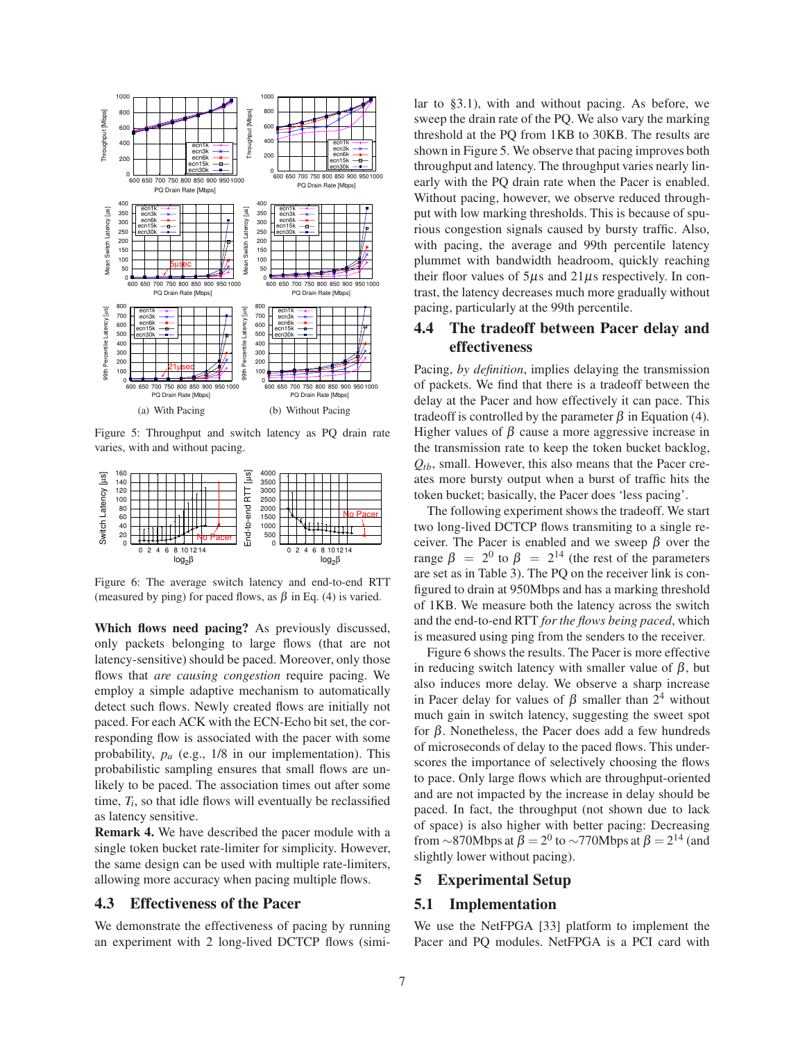Figure 5: Throughput and switch latency as PQ drain rate varies, with and without pacing.

Figure 6: The average switch latency and end-to-end RTT (measured by ping) for paced flows, as $\beta$ in Eq. (4) is varied.

**Which flows need pacing?** As previously discussed, only packets belonging to large flows (that are not latency-sensitive) should be paced. Moreover, only those flows that *are causing congestion* require pacing. We employ a simple adaptive mechanism to automatically detect such flows. Newly created flows are initially not paced. For each ACK with the ECN-Echo bit set, the corresponding flow is associated with the pacer with some probability, $p_a$ (e.g., 1/8 in our implementation). This probabilistic sampling ensures that small flows are unlikely to be paced. The association times out after some time, $T_i$, so that idle flows will eventually be reclassified as latency sensitive.

**Remark 4.** We have described the pacer module with a single token bucket rate-limiter for simplicity. However, the same design can be used with multiple rate-limiters, allowing more accuracy when pacing multiple flows.

### 4.3 Effectiveness of the Pacer

We demonstrate the effectiveness of pacing by running an experiment with 2 long-lived DCTCP flows (similar to §3.1), with and without pacing. As before, we sweep the drain rate of the PQ. We also vary the marking threshold at the PQ from 1KB to 30KB. The results are shown in Figure 5. We observe that pacing improves both throughput and latency. The throughput varies nearly linearly with the PQ drain rate when the Pacer is enabled. Without pacing, however, we observe reduced throughput with low marking thresholds. This is because of spurious congestion signals caused by bursty traffic. Also, with pacing, the average and 99th percentile latency plummet with bandwidth headroom, quickly reaching their floor values of 5$\mu$s and 21$\mu$s respectively. In contrast, the latency decreases much more gradually without pacing, particularly at the 99th percentile.

### 4.4 The tradeoff between Pacer delay and effectiveness

Pacing, *by definition*, implies delaying the transmission of packets. We find that there is a tradeoff between the delay at the Pacer and how effectively it can pace. This tradeoff is controlled by the parameter $\beta$ in Equation (4). Higher values of $\beta$ cause a more aggressive increase in the transmission rate to keep the token bucket backlog, $Q_{tb}$, small. However, this also means that the Pacer creates more bursty output when a burst of traffic hits the token bucket; basically, the Pacer does 'less pacing'.

The following experiment shows the tradeoff. We start two long-lived DCTCP flows transmiting to a single receiver. The Pacer is enabled and we sweep $\beta$ over the range $\beta = 2^0$ to $\beta = 2^{14}$ (the rest of the parameters are set as in Table 3). The PQ on the receiver link is configured to drain at 950Mbps and has a marking threshold of 1KB. We measure both the latency across the switch and the end-to-end RTT *for the flows being paced*, which is measured using ping from the senders to the receiver.

Figure 6 shows the results. The Pacer is more effective in reducing switch latency with smaller value of $\beta$, but also induces more delay. We observe a sharp increase in Pacer delay for values of $\beta$ smaller than $2^4$ without much gain in switch latency, suggesting the sweet spot for $\beta$. Nonetheless, the Pacer does add a few hundreds of microseconds of delay to the paced flows. This underscores the importance of selectively choosing the flows to pace. Only large flows which are throughput-oriented and are not impacted by the increase in delay should be paced. In fact, the throughput (not shown due to lack of space) is also higher with better pacing: Decreasing from ~870Mbps at $\beta = 2^0$ to ~770Mbps at $\beta = 2^{14}$ (and slightly lower without pacing).

## 5 Experimental Setup

### 5.1 Implementation

We use the NetFPGA [33] platform to implement the Pacer and PQ modules. NetFPGA is a PCI card with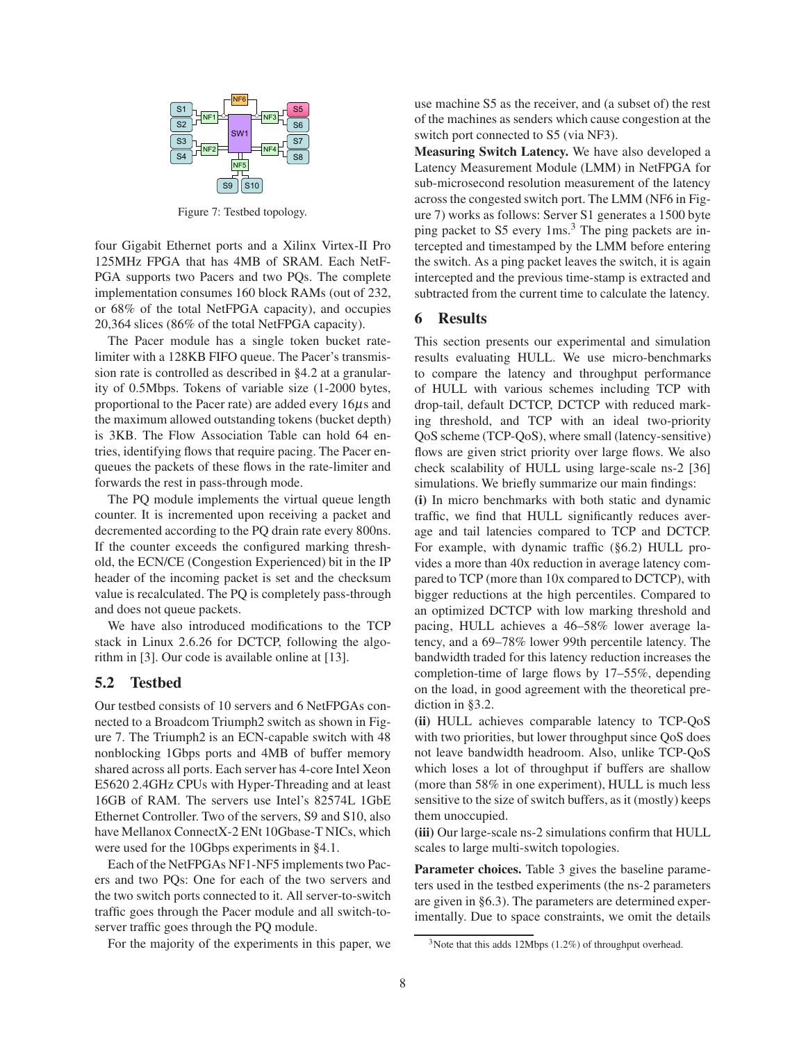Figure 7: Testbed topology.

four Gigabit Ethernet ports and a Xilinx Virtex-II Pro 125MHz FPGA that has 4MB of SRAM. Each NetFPGA supports two Pacers and two PQs. The complete implementation consumes 160 block RAMs (out of 232, or 68% of the total NetFPGA capacity), and occupies 20,364 slices (86% of the total NetFPGA capacity).

The Pacer module has a single token bucket rate-limiter with a 128KB FIFO queue. The Pacer's transmission rate is controlled as described in §4.2 at a granularity of 0.5Mbps. Tokens of variable size (1-2000 bytes, proportional to the Pacer rate) are added every 16$\mu$s and the maximum allowed outstanding tokens (bucket depth) is 3KB. The Flow Association Table can hold 64 entries, identifying flows that require pacing. The Pacer enqueues the packets of these flows in the rate-limiter and forwards the rest in pass-through mode.

The PQ module implements the virtual queue length counter. It is incremented upon receiving a packet and decremented according to the PQ drain rate every 800ns. If the counter exceeds the configured marking threshold, the ECN/CE (Congestion Experienced) bit in the IP header of the incoming packet is set and the checksum value is recalculated. The PQ is completely pass-through and does not queue packets.

We have also introduced modifications to the TCP stack in Linux 2.6.26 for DCTCP, following the algorithm in [3]. Our code is available online at [13].

## 5.2 Testbed

Our testbed consists of 10 servers and 6 NetFPGAs connected to a Broadcom Triumph2 switch as shown in Figure 7. The Triumph2 is an ECN-capable switch with 48 nonblocking 1Gbps ports and 4MB of buffer memory shared across all ports. Each server has 4-core Intel Xeon E5620 2.4GHz CPUs with Hyper-Threading and at least 16GB of RAM. The servers use Intel's 82574L 1GbE Ethernet Controller. Two of the servers, S9 and S10, also have Mellanox ConnectX-2 ENt 10Gbase-T NICs, which were used for the 10Gbps experiments in §4.1.

Each of the NetFPGAs NF1-NF5 implements two Pacers and two PQs: One for each of the two servers and the two switch ports connected to it. All server-to-switch traffic goes through the Pacer module and all switch-to-server traffic goes through the PQ module.

For the majority of the experiments in this paper, we use machine S5 as the receiver, and (a subset of) the rest of the machines as senders which cause congestion at the switch port connected to S5 (via NF3).

**Measuring Switch Latency.** We have also developed a Latency Measurement Module (LMM) in NetFPGA for sub-microsecond resolution measurement of the latency across the congested switch port. The LMM (NF6 in Figure 7) works as follows: Server S1 generates a 1500 byte ping packet to S5 every 1ms.[3] The ping packets are intercepted and timestamped by the LMM before entering the switch. As a ping packet leaves the switch, it is again intercepted and the previous time-stamp is extracted and subtracted from the current time to calculate the latency.

# 6 Results

This section presents our experimental and simulation results evaluating HULL. We use micro-benchmarks to compare the latency and throughput performance of HULL with various schemes including TCP with drop-tail, default DCTCP, DCTCP with reduced marking threshold, and TCP with an ideal two-priority QoS scheme (TCP-QoS), where small (latency-sensitive) flows are given strict priority over large flows. We also check scalability of HULL using large-scale ns-2 [36] simulations. We briefly summarize our main findings:

**(i)** In micro benchmarks with both static and dynamic traffic, we find that HULL significantly reduces average and tail latencies compared to TCP and DCTCP. For example, with dynamic traffic (§6.2) HULL provides a more than 40x reduction in average latency compared to TCP (more than 10x compared to DCTCP), with bigger reductions at the high percentiles. Compared to an optimized DCTCP with low marking threshold and pacing, HULL achieves a 46–58% lower average latency, and a 69–78% lower 99th percentile latency. The bandwidth traded for this latency reduction increases the completion-time of large flows by 17–55%, depending on the load, in good agreement with the theoretical prediction in §3.2.

**(ii)** HULL achieves comparable latency to TCP-QoS with two priorities, but lower throughput since QoS does not leave bandwidth headroom. Also, unlike TCP-QoS which loses a lot of throughput if buffers are shallow (more than 58% in one experiment), HULL is much less sensitive to the size of switch buffers, as it (mostly) keeps them unoccupied.

**(iii)** Our large-scale ns-2 simulations confirm that HULL scales to large multi-switch topologies.

**Parameter choices.** Table 3 gives the baseline parameters used in the testbed experiments (the ns-2 parameters are given in §6.3). The parameters are determined experimentally. Due to space constraints, we omit the details

[3] Note that this adds 12Mbps (1.2%) of throughput overhead.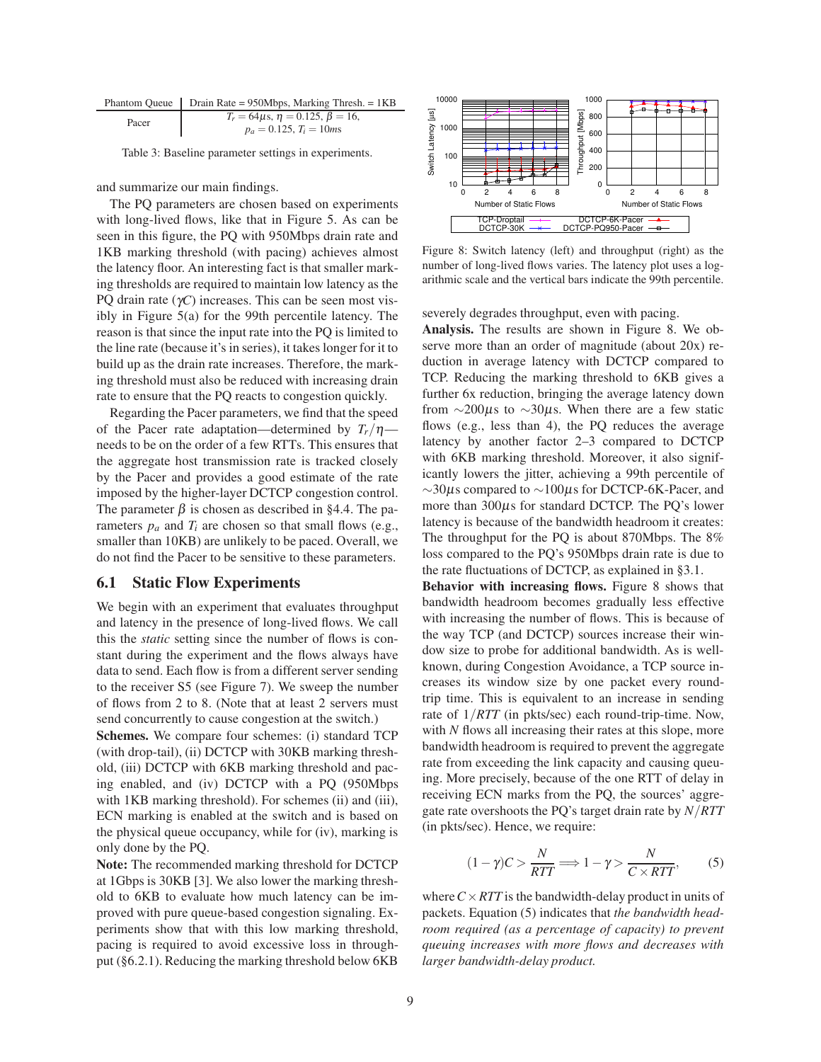| Phantom Queue | Drain Rate = 950Mbps, Marking Thresh. = 1KB |
|---|---|
| Pacer | $T_r = 64\mu s$, $\eta = 0.125$, $\beta = 16$, $p_a = 0.125$, $T_i = 10ms$ |

Table 3: Baseline parameter settings in experiments.

and summarize our main findings.

The PQ parameters are chosen based on experiments with long-lived flows, like that in Figure 5. As can be seen in this figure, the PQ with 950Mbps drain rate and 1KB marking threshold (with pacing) achieves almost the latency floor. An interesting fact is that smaller marking thresholds are required to maintain low latency as the PQ drain rate ($\gamma C$) increases. This can be seen most visibly in Figure 5(a) for the 99th percentile latency. The reason is that since the input rate into the PQ is limited to the line rate (because it's in series), it takes longer for it to build up as the drain rate increases. Therefore, the marking threshold must also be reduced with increasing drain rate to ensure that the PQ reacts to congestion quickly.

Regarding the Pacer parameters, we find that the speed of the Pacer rate adaptation—determined by $T_r/\eta$—needs to be on the order of a few RTTs. This ensures that the aggregate host transmission rate is tracked closely by the Pacer and provides a good estimate of the rate imposed by the higher-layer DCTCP congestion control. The parameter $\beta$ is chosen as described in §4.4. The parameters $p_a$ and $T_i$ are chosen so that small flows (e.g., smaller than 10KB) are unlikely to be paced. Overall, we do not find the Pacer to be sensitive to these parameters.

## 6.1 Static Flow Experiments

We begin with an experiment that evaluates throughput and latency in the presence of long-lived flows. We call this the *static* setting since the number of flows is constant during the experiment and the flows always have data to send. Each flow is from a different server sending to the receiver S5 (see Figure 7). We sweep the number of flows from 2 to 8. (Note that at least 2 servers must send concurrently to cause congestion at the switch.)

**Schemes.** We compare four schemes: (i) standard TCP (with drop-tail), (ii) DCTCP with 30KB marking threshold, (iii) DCTCP with 6KB marking threshold and pacing enabled, and (iv) DCTCP with a PQ (950Mbps with 1KB marking threshold). For schemes (ii) and (iii), ECN marking is enabled at the switch and is based on the physical queue occupancy, while for (iv), marking is only done by the PQ.

**Note:** The recommended marking threshold for DCTCP at 1Gbps is 30KB [3]. We also lower the marking threshold to 6KB to evaluate how much latency can be improved with pure queue-based congestion signaling. Experiments show that with this low marking threshold, pacing is required to avoid excessive loss in throughput (§6.2.1). Reducing the marking threshold below 6KB severely degrades throughput, even with pacing.

Figure 8: Switch latency (left) and throughput (right) as the number of long-lived flows varies. The latency plot uses a logarithmic scale and the vertical bars indicate the 99th percentile.

**Analysis.** The results are shown in Figure 8. We observe more than an order of magnitude (about 20x) reduction in average latency with DCTCP compared to TCP. Reducing the marking threshold to 6KB gives a further 6x reduction, bringing the average latency down from $\sim$200$\mu$s to $\sim$30$\mu$s. When there are a few static flows (e.g., less than 4), the PQ reduces the average latency by another factor 2–3 compared to DCTCP with 6KB marking threshold. Moreover, it also significantly lowers the jitter, achieving a 99th percentile of $\sim$30$\mu$s compared to $\sim$100$\mu$s for DCTCP-6K-Pacer, and more than 300$\mu$s for standard DCTCP. The PQ's lower latency is because of the bandwidth headroom it creates: The throughput for the PQ is about 870Mbps. The 8% loss compared to the PQ's 950Mbps drain rate is due to the rate fluctuations of DCTCP, as explained in §3.1.

**Behavior with increasing flows.** Figure 8 shows that bandwidth headroom becomes gradually less effective with increasing the number of flows. This is because of the way TCP (and DCTCP) sources increase their window size to probe for additional bandwidth. As is well-known, during Congestion Avoidance, a TCP source increases its window size by one packet every round-trip time. This is equivalent to an increase in sending rate of $1/RTT$ (in pkts/sec) each round-trip-time. Now, with $N$ flows all increasing their rates at this slope, more bandwidth headroom is required to prevent the aggregate rate from exceeding the link capacity and causing queuing. More precisely, because of the one RTT of delay in receiving ECN marks from the PQ, the sources' aggregate rate overshoots the PQ's target drain rate by $N/RTT$ (in pkts/sec). Hence, we require:

$$(1-\gamma)C > \frac{N}{RTT} \Longrightarrow 1-\gamma > \frac{N}{C \times RTT}, \qquad (5)$$

where $C \times RTT$ is the bandwidth-delay product in units of packets. Equation (5) indicates that *the bandwidth headroom required (as a percentage of capacity) to prevent queuing increases with more flows and decreases with larger bandwidth-delay product.*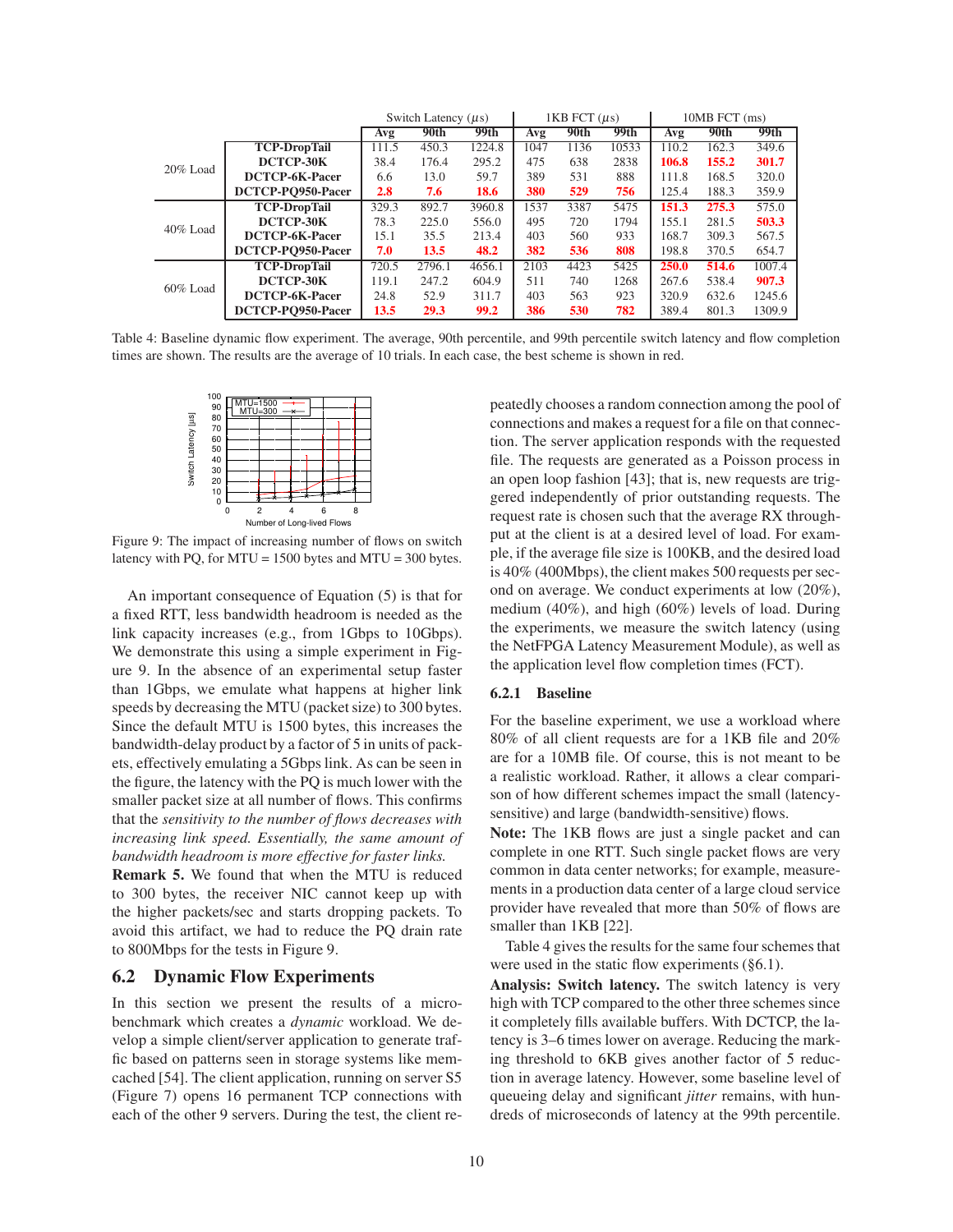| | | Switch Latency ($\mu s$) | | | 1KB FCT ($\mu s$) | | | 10MB FCT (ms) | | |
|---|---|---|---|---|---|---|---|---|---|---|
| | | Avg | 90th | 99th | Avg | 90th | 99th | Avg | 90th | 99th |
| 20% Load | **TCP-DropTail** | 111.5 | 450.3 | 1224.8 | 1047 | 1136 | 10533 | 110.2 | 162.3 | 349.6 |
| | **DCTCP-30K** | 38.4 | 176.4 | 295.2 | 475 | 638 | 2838 | **106.8** | **155.2** | **301.7** |
| | **DCTCP-6K-Pacer** | 6.6 | 13.0 | 59.7 | 389 | 531 | 888 | 111.8 | 168.5 | 320.0 |
| | **DCTCP-PQ950-Pacer** | **2.8** | **7.6** | **18.6** | **380** | **529** | **756** | 125.4 | 188.3 | 359.9 |
| 40% Load | **TCP-DropTail** | 329.3 | 892.7 | 3960.8 | 1537 | 3387 | 5475 | **151.3** | **275.3** | 575.0 |
| | **DCTCP-30K** | 78.3 | 225.0 | 556.0 | 495 | 720 | 1794 | 155.1 | 281.5 | **503.3** |
| | **DCTCP-6K-Pacer** | 15.1 | 35.5 | 213.4 | 403 | 560 | 933 | 168.7 | 309.3 | 567.5 |
| | **DCTCP-PQ950-Pacer** | **7.0** | **13.5** | **48.2** | **382** | **536** | **808** | 198.8 | 370.5 | 654.7 |
| 60% Load | **TCP-DropTail** | 720.5 | 2796.1 | 4656.1 | 2103 | 4423 | 5425 | **250.0** | **514.6** | 1007.4 |
| | **DCTCP-30K** | 119.1 | 247.2 | 604.9 | 511 | 740 | 1268 | 267.6 | 538.4 | **907.3** |
| | **DCTCP-6K-Pacer** | 24.8 | 52.9 | 311.7 | 403 | 563 | 923 | 320.9 | 632.6 | 1245.6 |
| | **DCTCP-PQ950-Pacer** | **13.5** | **29.3** | **99.2** | **386** | **530** | **782** | 389.4 | 801.3 | 1309.9 |

Table 4: Baseline dynamic flow experiment. The average, 90th percentile, and 99th percentile switch latency and flow completion times are shown. The results are the average of 10 trials. In each case, the best scheme is shown in red.

Figure 9: The impact of increasing number of flows on switch latency with PQ, for MTU = 1500 bytes and MTU = 300 bytes.

An important consequence of Equation (5) is that for a fixed RTT, less bandwidth headroom is needed as the link capacity increases (e.g., from 1Gbps to 10Gbps). We demonstrate this using a simple experiment in Figure 9. In the absence of an experimental setup faster than 1Gbps, we emulate what happens at higher link speeds by decreasing the MTU (packet size) to 300 bytes. Since the default MTU is 1500 bytes, this increases the bandwidth-delay product by a factor of 5 in units of packets, effectively emulating a 5Gbps link. As can be seen in the figure, the latency with the PQ is much lower with the smaller packet size at all number of flows. This confirms that the *sensitivity to the number of flows decreases with increasing link speed. Essentially, the same amount of bandwidth headroom is more effective for faster links.*

**Remark 5.** We found that when the MTU is reduced to 300 bytes, the receiver NIC cannot keep up with the higher packets/sec and starts dropping packets. To avoid this artifact, we had to reduce the PQ drain rate to 800Mbps for the tests in Figure 9.

## 6.2 Dynamic Flow Experiments

In this section we present the results of a micro-benchmark which creates a *dynamic* workload. We develop a simple client/server application to generate traffic based on patterns seen in storage systems like memcached [54]. The client application, running on server S5 (Figure 7) opens 16 permanent TCP connections with each of the other 9 servers. During the test, the client repeatedly chooses a random connection among the pool of connections and makes a request for a file on that connection. The server application responds with the requested file. The requests are generated as a Poisson process in an open loop fashion [43]; that is, new requests are triggered independently of prior outstanding requests. The request rate is chosen such that the average RX throughput at the client is at a desired level of load. For example, if the average file size is 100KB, and the desired load is 40% (400Mbps), the client makes 500 requests per second on average. We conduct experiments at low (20%), medium (40%), and high (60%) levels of load. During the experiments, we measure the switch latency (using the NetFPGA Latency Measurement Module), as well as the application level flow completion times (FCT).

### 6.2.1 Baseline

For the baseline experiment, we use a workload where 80% of all client requests are for a 1KB file and 20% are for a 10MB file. Of course, this is not meant to be a realistic workload. Rather, it allows a clear comparison of how different schemes impact the small (latency-sensitive) and large (bandwidth-sensitive) flows.

**Note:** The 1KB flows are just a single packet and can complete in one RTT. Such single packet flows are very common in data center networks; for example, measurements in a production data center of a large cloud service provider have revealed that more than 50% of flows are smaller than 1KB [22].

Table 4 gives the results for the same four schemes that were used in the static flow experiments (§6.1).

**Analysis: Switch latency.** The switch latency is very high with TCP compared to the other three schemes since it completely fills available buffers. With DCTCP, the latency is 3–6 times lower on average. Reducing the marking threshold to 6KB gives another factor of 5 reduction in average latency. However, some baseline level of queueing delay and significant *jitter* remains, with hundreds of microseconds of latency at the 99th percentile.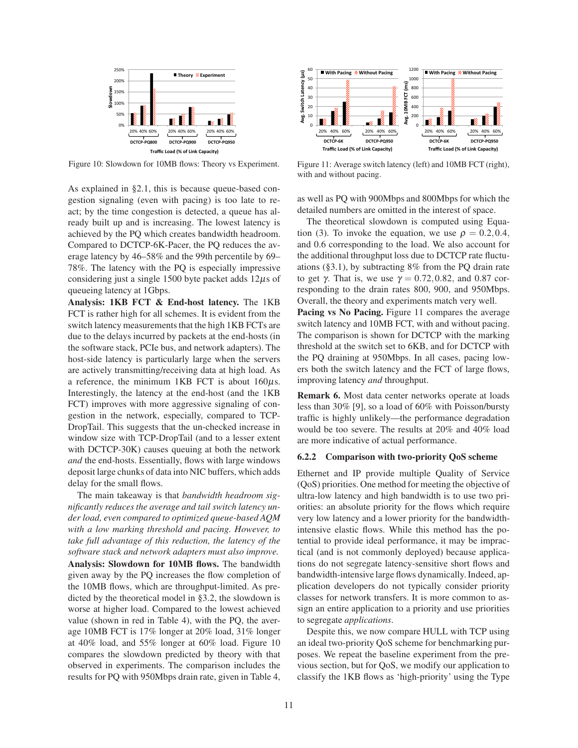Figure 10: Slowdown for 10MB flows: Theory vs Experiment.

Figure 11: Average switch latency (left) and 10MB FCT (right), with and without pacing.

As explained in §2.1, this is because queue-based congestion signaling (even with pacing) is too late to react; by the time congestion is detected, a queue has already built up and is increasing. The lowest latency is achieved by the PQ which creates bandwidth headroom. Compared to DCTCP-6K-Pacer, the PQ reduces the average latency by 46–58% and the 99th percentile by 69–78%. The latency with the PQ is especially impressive considering just a single 1500 byte packet adds 12$\mu$s of queueing latency at 1Gbps.

**Analysis: 1KB FCT & End-host latency.** The 1KB FCT is rather high for all schemes. It is evident from the switch latency measurements that the high 1KB FCTs are due to the delays incurred by packets at the end-hosts (in the software stack, PCIe bus, and network adapters). The host-side latency is particularly large when the servers are actively transmitting/receiving data at high load. As a reference, the minimum 1KB FCT is about 160$\mu$s. Interestingly, the latency at the end-host (and the 1KB FCT) improves with more aggressive signaling of congestion in the network, especially, compared to TCP-DropTail. This suggests that the un-checked increase in window size with TCP-DropTail (and to a lesser extent with DCTCP-30K) causes queuing at both the network *and* the end-hosts. Essentially, flows with large windows deposit large chunks of data into NIC buffers, which adds delay for the small flows.

The main takeaway is that *bandwidth headroom significantly reduces the average and tail switch latency under load, even compared to optimized queue-based AQM with a low marking threshold and pacing. However, to take full advantage of this reduction, the latency of the software stack and network adapters must also improve.*

**Analysis: Slowdown for 10MB flows.** The bandwidth given away by the PQ increases the flow completion of the 10MB flows, which are throughput-limited. As predicted by the theoretical model in §3.2, the slowdown is worse at higher load. Compared to the lowest achieved value (shown in red in Table 4), with the PQ, the average 10MB FCT is 17% longer at 20% load, 31% longer at 40% load, and 55% longer at 60% load. Figure 10 compares the slowdown predicted by theory with that observed in experiments. The comparison includes the results for PQ with 950Mbps drain rate, given in Table 4, as well as PQ with 900Mbps and 800Mbps for which the detailed numbers are omitted in the interest of space.

The theoretical slowdown is computed using Equation (3). To invoke the equation, we use $\rho = 0.2, 0.4$, and 0.6 corresponding to the load. We also account for the additional throughput loss due to DCTCP rate fluctuations (§3.1), by subtracting 8% from the PQ drain rate to get $\gamma$. That is, we use $\gamma = 0.72, 0.82$, and 0.87 corresponding to the drain rates 800, 900, and 950Mbps. Overall, the theory and experiments match very well.

**Pacing vs No Pacing.** Figure 11 compares the average switch latency and 10MB FCT, with and without pacing. The comparison is shown for DCTCP with the marking threshold at the switch set to 6KB, and for DCTCP with the PQ draining at 950Mbps. In all cases, pacing lowers both the switch latency and the FCT of large flows, improving latency *and* throughput.

**Remark 6.** Most data center networks operate at loads less than 30% [9], so a load of 60% with Poisson/bursty traffic is highly unlikely—the performance degradation would be too severe. The results at 20% and 40% load are more indicative of actual performance.

### 6.2.2 Comparison with two-priority QoS scheme

Ethernet and IP provide multiple Quality of Service (QoS) priorities. One method for meeting the objective of ultra-low latency and high bandwidth is to use two priorities: an absolute priority for the flows which require very low latency and a lower priority for the bandwidth-intensive elastic flows. While this method has the potential to provide ideal performance, it may be impractical (and is not commonly deployed) because applications do not segregate latency-sensitive short flows and bandwidth-intensive large flows dynamically. Indeed, application developers do not typically consider priority classes for network transfers. It is more common to assign an entire application to a priority and use priorities to segregate *applications*.

Despite this, we now compare HULL with TCP using an ideal two-priority QoS scheme for benchmarking purposes. We repeat the baseline experiment from the previous section, but for QoS, we modify our application to classify the 1KB flows as 'high-priority' using the Type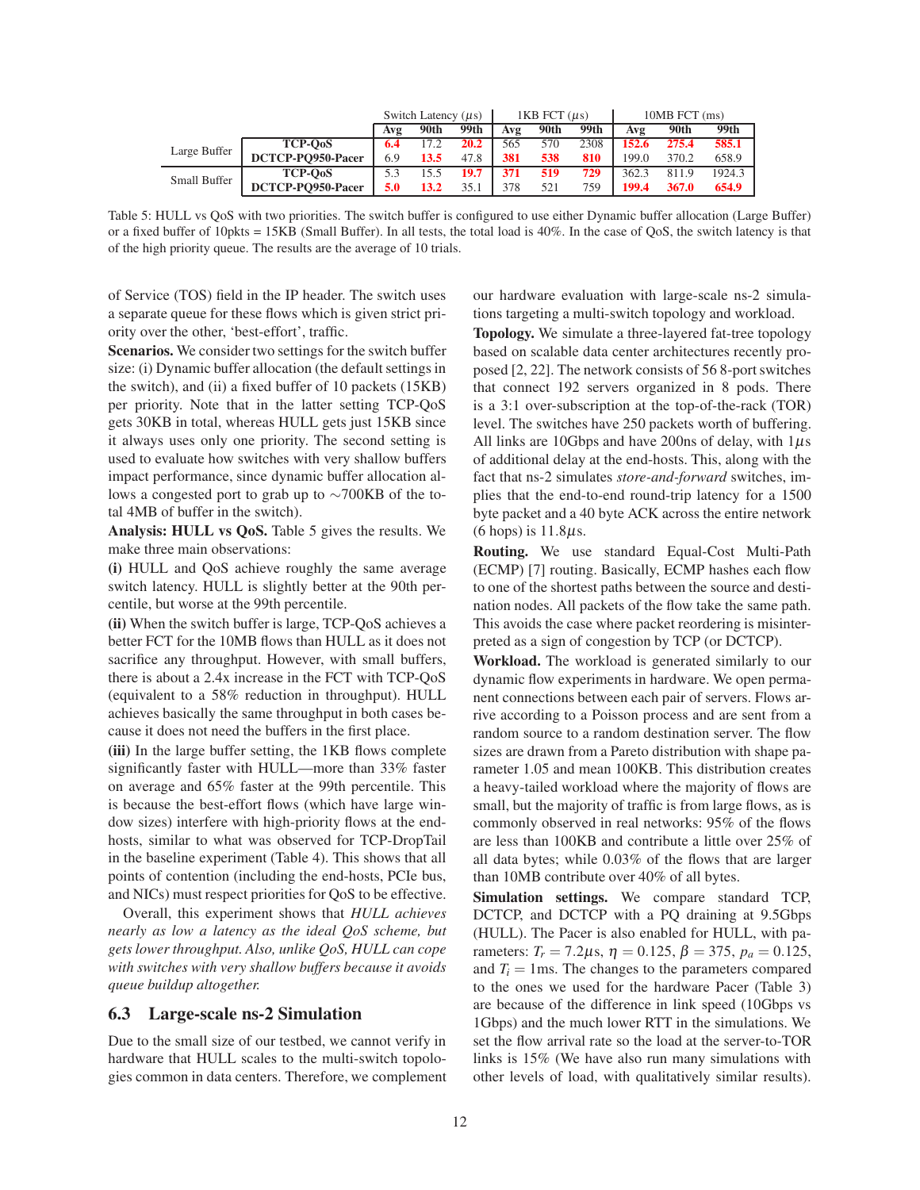| | | Switch Latency ($\mu$s) | | | 1KB FCT ($\mu$s) | | | 10MB FCT (ms) | | |
|---|---|---|---|---|---|---|---|---|---|---|
| | | **Avg** | **90th** | **99th** | **Avg** | **90th** | **99th** | **Avg** | **90th** | **99th** |
| Large Buffer | **TCP-QoS** | **6.4** | 17.2 | **20.2** | 565 | 570 | 2308 | **152.6** | **275.4** | **585.1** |
| | **DCTCP-PQ950-Pacer** | 6.9 | **13.5** | 47.8 | **381** | **538** | **810** | 199.0 | 370.2 | 658.9 |
| Small Buffer | **TCP-QoS** | 5.3 | 15.5 | **19.7** | **371** | **519** | **729** | 362.3 | 811.9 | 1924.3 |
| | **DCTCP-PQ950-Pacer** | **5.0** | **13.2** | 35.1 | 378 | 521 | 759 | **199.4** | **367.0** | **654.9** |

Table 5: HULL vs QoS with two priorities. The switch buffer is configured to use either Dynamic buffer allocation (Large Buffer) or a fixed buffer of 10pkts = 15KB (Small Buffer). In all tests, the total load is 40%. In the case of QoS, the switch latency is that of the high priority queue. The results are the average of 10 trials.

of Service (TOS) field in the IP header. The switch uses a separate queue for these flows which is given strict priority over the other, 'best-effort', traffic.

**Scenarios.** We consider two settings for the switch buffer size: (i) Dynamic buffer allocation (the default settings in the switch), and (ii) a fixed buffer of 10 packets (15KB) per priority. Note that in the latter setting TCP-QoS gets 30KB in total, whereas HULL gets just 15KB since it always uses only one priority. The second setting is used to evaluate how switches with very shallow buffers impact performance, since dynamic buffer allocation allows a congested port to grab up to ∼700KB of the total 4MB of buffer in the switch).

**Analysis: HULL vs QoS.** Table 5 gives the results. We make three main observations:

**(i)** HULL and QoS achieve roughly the same average switch latency. HULL is slightly better at the 90th percentile, but worse at the 99th percentile.

**(ii)** When the switch buffer is large, TCP-QoS achieves a better FCT for the 10MB flows than HULL as it does not sacrifice any throughput. However, with small buffers, there is about a 2.4x increase in the FCT with TCP-QoS (equivalent to a 58% reduction in throughput). HULL achieves basically the same throughput in both cases because it does not need the buffers in the first place.

**(iii)** In the large buffer setting, the 1KB flows complete significantly faster with HULL—more than 33% faster on average and 65% faster at the 99th percentile. This is because the best-effort flows (which have large window sizes) interfere with high-priority flows at the end-hosts, similar to what was observed for TCP-DropTail in the baseline experiment (Table 4). This shows that all points of contention (including the end-hosts, PCIe bus, and NICs) must respect priorities for QoS to be effective.

Overall, this experiment shows that *HULL achieves nearly as low a latency as the ideal QoS scheme, but gets lower throughput. Also, unlike QoS, HULL can cope with switches with very shallow buffers because it avoids queue buildup altogether.*

## 6.3 Large-scale ns-2 Simulation

Due to the small size of our testbed, we cannot verify in hardware that HULL scales to the multi-switch topologies common in data centers. Therefore, we complement our hardware evaluation with large-scale ns-2 simulations targeting a multi-switch topology and workload.

**Topology.** We simulate a three-layered fat-tree topology based on scalable data center architectures recently proposed [2, 22]. The network consists of 56 8-port switches that connect 192 servers organized in 8 pods. There is a 3:1 over-subscription at the top-of-the-rack (TOR) level. The switches have 250 packets worth of buffering. All links are 10Gbps and have 200ns of delay, with 1$\mu$s of additional delay at the end-hosts. This, along with the fact that ns-2 simulates *store-and-forward* switches, implies that the end-to-end round-trip latency for a 1500 byte packet and a 40 byte ACK across the entire network (6 hops) is 11.8$\mu$s.

**Routing.** We use standard Equal-Cost Multi-Path (ECMP) [7] routing. Basically, ECMP hashes each flow to one of the shortest paths between the source and destination nodes. All packets of the flow take the same path. This avoids the case where packet reordering is misinterpreted as a sign of congestion by TCP (or DCTCP).

**Workload.** The workload is generated similarly to our dynamic flow experiments in hardware. We open permanent connections between each pair of servers. Flows arrive according to a Poisson process and are sent from a random source to a random destination server. The flow sizes are drawn from a Pareto distribution with shape parameter 1.05 and mean 100KB. This distribution creates a heavy-tailed workload where the majority of flows are small, but the majority of traffic is from large flows, as is commonly observed in real networks: 95% of the flows are less than 100KB and contribute a little over 25% of all data bytes; while 0.03% of the flows that are larger than 10MB contribute over 40% of all bytes.

**Simulation settings.** We compare standard TCP, DCTCP, and DCTCP with a PQ draining at 9.5Gbps (HULL). The Pacer is also enabled for HULL, with parameters: $T_r = 7.2\mu$s, $\eta = 0.125$, $\beta = 375$, $p_a = 0.125$, and $T_i = 1$ms. The changes to the parameters compared to the ones we used for the hardware Pacer (Table 3) are because of the difference in link speed (10Gbps vs 1Gbps) and the much lower RTT in the simulations. We set the flow arrival rate so the load at the server-to-TOR links is 15% (We have also run many simulations with other levels of load, with qualitatively similar results).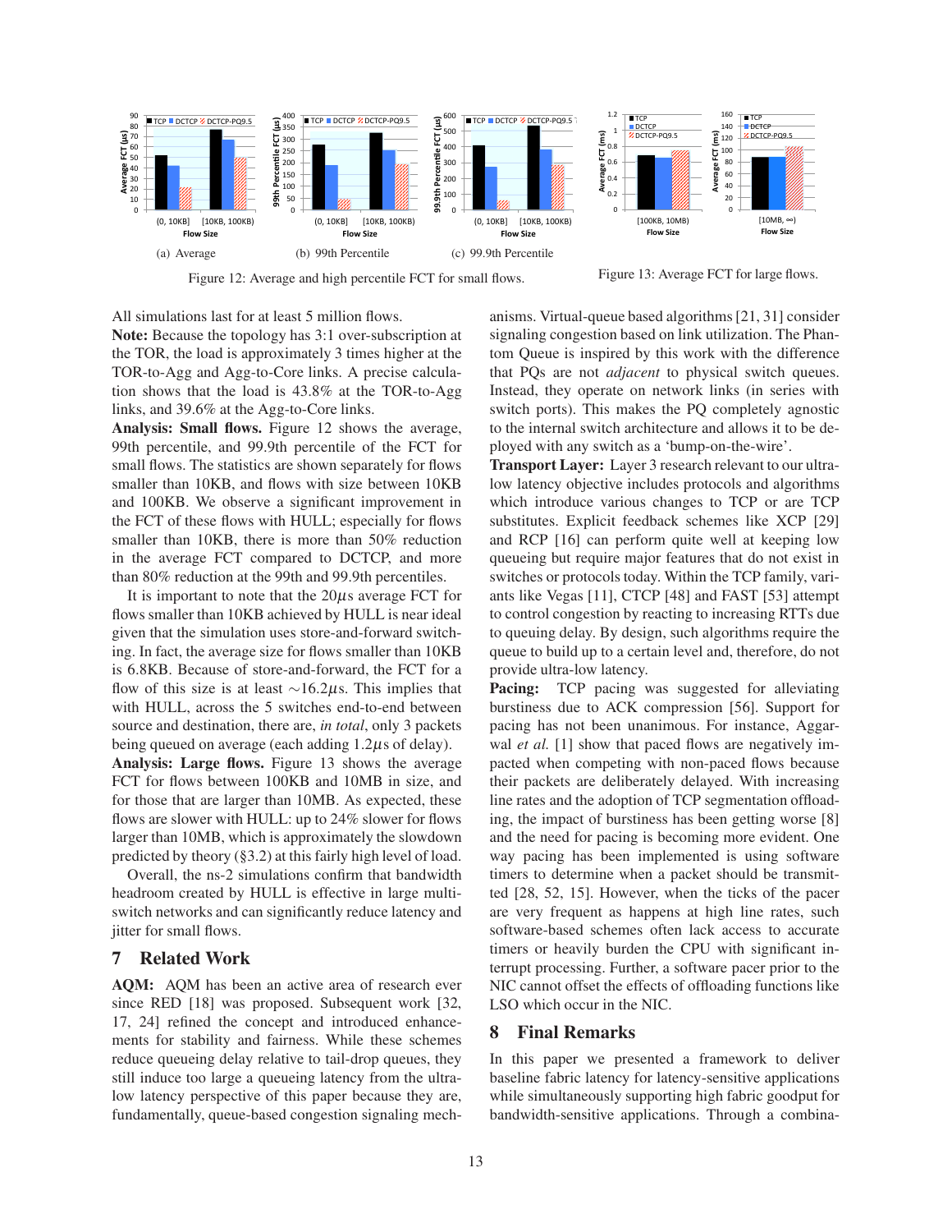(a) Average (b) 99th Percentile (c) 99.9th Percentile

Figure 12: Average and high percentile FCT for small flows.

Figure 13: Average FCT for large flows.

All simulations last for at least 5 million flows.

**Note:** Because the topology has 3:1 over-subscription at the TOR, the load is approximately 3 times higher at the TOR-to-Agg and Agg-to-Core links. A precise calculation shows that the load is 43.8% at the TOR-to-Agg links, and 39.6% at the Agg-to-Core links.

**Analysis: Small flows.** Figure 12 shows the average, 99th percentile, and 99.9th percentile of the FCT for small flows. The statistics are shown separately for flows smaller than 10KB, and flows with size between 10KB and 100KB. We observe a significant improvement in the FCT of these flows with HULL; especially for flows smaller than 10KB, there is more than 50% reduction in the average FCT compared to DCTCP, and more than 80% reduction at the 99th and 99.9th percentiles.

It is important to note that the 20$\mu$s average FCT for flows smaller than 10KB achieved by HULL is near ideal given that the simulation uses store-and-forward switching. In fact, the average size for flows smaller than 10KB is 6.8KB. Because of store-and-forward, the FCT for a flow of this size is at least $\sim$16.2$\mu$s. This implies that with HULL, across the 5 switches end-to-end between source and destination, there are, *in total*, only 3 packets being queued on average (each adding 1.2$\mu$s of delay).

**Analysis: Large flows.** Figure 13 shows the average FCT for flows between 100KB and 10MB in size, and for those that are larger than 10MB. As expected, these flows are slower with HULL: up to 24% slower for flows larger than 10MB, which is approximately the slowdown predicted by theory (§3.2) at this fairly high level of load.

Overall, the ns-2 simulations confirm that bandwidth headroom created by HULL is effective in large multi-switch networks and can significantly reduce latency and jitter for small flows.

## 7 Related Work

**AQM:** AQM has been an active area of research ever since RED [18] was proposed. Subsequent work [32, 17, 24] refined the concept and introduced enhancements for stability and fairness. While these schemes reduce queueing delay relative to tail-drop queues, they still induce too large a queueing latency from the ultra-low latency perspective of this paper because they are, fundamentally, queue-based congestion signaling mechanisms. Virtual-queue based algorithms [21, 31] consider signaling congestion based on link utilization. The Phantom Queue is inspired by this work with the difference that PQs are not *adjacent* to physical switch queues. Instead, they operate on network links (in series with switch ports). This makes the PQ completely agnostic to the internal switch architecture and allows it to be deployed with any switch as a 'bump-on-the-wire'.

**Transport Layer:** Layer 3 research relevant to our ultra-low latency objective includes protocols and algorithms which introduce various changes to TCP or are TCP substitutes. Explicit feedback schemes like XCP [29] and RCP [16] can perform quite well at keeping low queueing but require major features that do not exist in switches or protocols today. Within the TCP family, variants like Vegas [11], CTCP [48] and FAST [53] attempt to control congestion by reacting to increasing RTTs due to queuing delay. By design, such algorithms require the queue to build up to a certain level and, therefore, do not provide ultra-low latency.

**Pacing:** TCP pacing was suggested for alleviating burstiness due to ACK compression [56]. Support for pacing has not been unanimous. For instance, Aggarwal *et al.* [1] show that paced flows are negatively impacted when competing with non-paced flows because their packets are deliberately delayed. With increasing line rates and the adoption of TCP segmentation offloading, the impact of burstiness has been getting worse [8] and the need for pacing is becoming more evident. One way pacing has been implemented is using software timers to determine when a packet should be transmitted [28, 52, 15]. However, when the ticks of the pacer are very frequent as happens at high line rates, such software-based schemes often lack access to accurate timers or heavily burden the CPU with significant interrupt processing. Further, a software pacer prior to the NIC cannot offset the effects of offloading functions like LSO which occur in the NIC.

## 8 Final Remarks

In this paper we presented a framework to deliver baseline fabric latency for latency-sensitive applications while simultaneously supporting high fabric goodput for bandwidth-sensitive applications. Through a combina-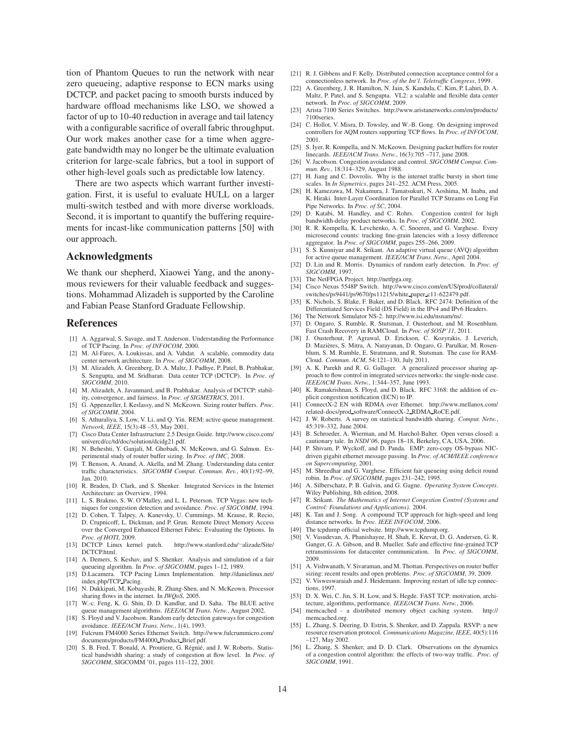tion of Phantom Queues to run the network with near zero queueing, adaptive response to ECN marks using DCTCP, and packet pacing to smooth bursts induced by hardware offload mechanisms like LSO, we showed a factor of up to 10-40 reduction in average and tail latency with a configurable sacrifice of overall fabric throughput. Our work makes another case for a time when aggregate bandwidth may no longer be the ultimate evaluation criterion for large-scale fabrics, but a tool in support of other high-level goals such as predictable low latency.

There are two aspects which warrant further investigation. First, it is useful to evaluate HULL on a larger multi-switch testbed and with more diverse workloads. Second, it is important to quantify the buffering requirements for incast-like communication patterns [50] with our approach.

## Acknowledgments

We thank our shepherd, Xiaowei Yang, and the anonymous reviewers for their valuable feedback and suggestions. Mohammad Alizadeh is supported by the Caroline and Fabian Pease Stanford Graduate Fellowship.

## References

[1] A. Aggarwal, S. Savage, and T. Anderson. Understanding the Performance of TCP Pacing. In *Proc. of INFOCOM*, 2000.

[2] M. Al-Fares, A. Loukissas, and A. Vahdat. A scalable, commodity data center network architecture. In *Proc. of SIGCOMM*, 2008.

[3] M. Alizadeh, A. Greenberg, D. A. Maltz, J. Padhye, P. Patel, B. Prabhakar, S. Sengupta, and M. Sridharan. Data center TCP (DCTCP). In *Proc. of SIGCOMM*, 2010.

[4] M. Alizadeh, A. Javanmard, and B. Prabhakar. Analysis of DCTCP: stability, convergence, and fairness. In *Proc. of SIGMETRICS*, 2011.

[5] G. Appenzeller, I. Keslassy, and N. McKeown. Sizing router buffers. *Proc. of SIGCOMM*, 2004.

[6] S. Athuraliya, S. Low, V. Li, and Q. Yin. REM: active queue management. *Network, IEEE*, 15(3):48 –53, May 2001.

[7] Cisco Data Center Infrastructure 2.5 Design Guide. http://www.cisco.com/univercd/cc/td/doc/solution/dcidg21.pdf.

[8] N. Beheshti, Y. Ganjali, M. Ghobadi, N. McKeown, and G. Salmon. Experimental study of router buffer sizing. In *Proc. of IMC*, 2008.

[9] T. Benson, A. Anand, A. Akella, and M. Zhang. Understanding data center traffic characteristics. *SIGCOMM Comput. Commun. Rev.*, 40(1):92–99, Jan. 2010.

[10] R. Braden, D. Clark, and S. Shenker. Integrated Services in the Internet Architecture: an Overview, 1994.

[11] L. S. Brakmo, S. W. O'Malley, and L. L. Peterson. TCP Vegas: new techniques for congestion detection and avoidance. *Proc. of SIGCOMM*, 1994.

[12] D. Cohen, T. Talpey, A. Kanevsky, U. Cummings, M. Krause, R. Recio, D. Crupnicoff, L. Dickman, and P. Grun. Remote Direct Memory Access over the Converged Enhanced Ethernet Fabric: Evaluating the Options. In *Proc. of HOTI*, 2009.

[13] DCTCP Linux kernel patch. http://www.stanford.edu/~alizade/Site/DCTCP.html.

[14] A. Demers, S. Keshav, and S. Shenker. Analysis and simulation of a fair queueing algorithm. In *Proc. of SIGCOMM*, pages 1–12, 1989.

[15] D.Lacamera. TCP Pacing Linux Implementation. http://danielinux.net/index.php/TCP_Pacing.

[16] N. Dukkipati, M. Kobayashi, R. Zhang-Shen, and N. McKeown. Processor sharing flows in the internet. In *IWQoS*, 2005.

[17] W.-c. Feng, K. G. Shin, D. D. Kandlur, and D. Saha. The BLUE active queue management algorithms. *IEEE/ACM Trans. Netw.*, August 2002.

[18] S. Floyd and V. Jacobson. Random early detection gateways for congestion avoidance. *IEEE/ACM Trans. Netw.*, 1(4), 1993.

[19] Fulcrum FM4000 Series Ethernet Switch. http://www.fulcrummicro.com/documents/products/FM4000_Product_Brief.pdf.

[20] S. B. Fred, T. Bonald, A. Proutiere, G. Régnié, and J. W. Roberts. Statistical bandwidth sharing: a study of congestion at flow level. In *Proc. of SIGCOMM*, SIGCOMM '01, pages 111–122, 2001.

[21] R. J. Gibbens and F. Kelly. Distributed connection acceptance control for a connectionless network. In *Proc. of the Int'l. Teletraffic Congress*, 1999.

[22] A. Greenberg, J. R. Hamilton, N. Jain, S. Kandula, C. Kim, P. Lahiri, D. A. Maltz, P. Patel, and S. Sengupta. VL2: a scalable and flexible data center network. In *Proc. of SIGCOMM*, 2009.

[23] Arista 7100 Series Switches. http://www.aristanetworks.com/en/products/7100series.

[24] C. Hollot, V. Misra, D. Towsley, and W.-B. Gong. On designing improved controllers for AQM routers supporting TCP flows. In *Proc. of INFOCOM*, 2001.

[25] S. Iyer, R. Kompella, and N. McKeown. Designing packet buffers for router linecards. *IEEE/ACM Trans. Netw.*, 16(3):705 –717, june 2008.

[26] V. Jacobson. Congestion avoidance and control. *SIGCOMM Comput. Commun. Rev.*, 18:314–329, August 1988.

[27] H. Jiang and C. Dovrolis. Why is the internet traffic bursty in short time scales. In *In Sigmetrics*, pages 241–252. ACM Press, 2005.

[28] H. Kamezawa, M. Nakamura, J. Tamatsukuri, N. Aoshima, M. Inaba, and K. Hiraki. Inter-Layer Coordination for Parallel TCP Streams on Long Fat Pipe Networks. In *Proc. of SC*, 2004.

[29] D. Katabi, M. Handley, and C. Rohrs. Congestion control for high bandwidth-delay product networks. In *Proc. of SIGCOMM*, 2002.

[30] R. R. Kompella, K. Levchenko, A. C. Snoeren, and G. Varghese. Every microsecond counts: tracking fine-grain latencies with a lossy difference aggregator. In *Proc. of SIGCOMM*, pages 255–266, 2009.

[31] S. S. Kunniyur and R. Srikant. An adaptive virtual queue (AVQ) algorithm for active queue management. *IEEE/ACM Trans. Netw.*, April 2004.

[32] D. Lin and R. Morris. Dynamics of random early detection. In *Proc. of SIGCOMM*, 1997.

[33] The NetFPGA Project. http://netfpga.org.

[34] Cisco Nexus 5548P Switch. http://www.cisco.com/en/US/prod/collateral/switches/ps9441/ps9670/ps11215/white_paper_c11-622479.pdf.

[35] K. Nichols, S. Blake, F. Baker, and D. Black. RFC 2474: Definition of the Differentiated Services Field (DS Field) in the IPv4 and IPv6 Headers.

[36] The Network Simulator NS-2. http://www.isi.edu/nsnam/ns/.

[37] D. Ongaro, S. Rumble, R. Stutsman, J. Ousterhout, and M. Rosenblum. Fast Crash Recovery in RAMCloud. In *Proc. of SOSP'11*, 2011.

[38] J. Ousterhout, P. Agrawal, D. Erickson, C. Kozyrakis, J. Leverich, D. Mazières, S. Mitra, A. Narayanan, D. Ongaro, G. Parulkar, M. Rosenblum, S. M. Rumble, E. Stratmann, and R. Stutsman. The case for RAMCloud. *Commun. ACM*, 54:121–130, July 2011.

[39] A. K. Parekh and R. G. Gallager. A generalized processor sharing approach to flow control in integrated services networks: the single-node case. *IEEE/ACM Trans. Netw.*, 1:344–357, June 1993.

[40] K. Ramakrishnan, S. Floyd, and D. Black. RFC 3168: the addition of explicit congestion notification (ECN) to IP.

[41] ConnectX-2 EN with RDMA over Ethernet. http://www.mellanox.com/related-docs/prod_software/ConnectX-2_RDMA_RoCE.pdf.

[42] J. W. Roberts. A survey on statistical bandwidth sharing. *Comput. Netw.*, 45:319–332, June 2004.

[43] B. Schroeder, A. Wierman, and M. Harchol-Balter. Open versus closed: a cautionary tale. In *NSDI'06*, pages 18–18, Berkeley, CA, USA, 2006.

[44] P. Shivam, P. Wyckoff, and D. Panda. EMP: zero-copy OS-bypass NIC-driven gigabit ethernet message passing. In *Proc. of ACM/IEEE conference on Supercomputing*, 2001.

[45] M. Shreedhar and G. Varghese. Efficient fair queueing using deficit round robin. In *Proc. of SIGCOMM*, pages 231–242, 1995.

[46] A. Silberschatz, P. B. Galvin, and G. Gagne. *Operating System Concepts*. Wiley Publishing, 8th edition, 2008.

[47] R. Srikant. *The Mathematics of Internet Congestion Control (Systems and Control: Foundations and Applications)*. 2004.

[48] K. Tan and J. Song. A compound TCP approach for high-speed and long distance networks. In *Proc. IEEE INFOCOM*, 2006.

[49] The tcpdump official website. http://www.tcpdump.org.

[50] V. Vasudevan, A. Phanishayee, H. Shah, E. Krevat, D. G. Andersen, G. R. Ganger, G. A. Gibson, and B. Mueller. Safe and effective fine-grained TCP retransmissions for datacenter communication. In *Proc. of SIGCOMM*, 2009.

[51] A. Vishwanath, V. Sivaraman, and M. Thottan. Perspectives on router buffer sizing: recent results and open problems. *Proc. of SIGCOMM*, 39, 2009.

[52] V. Visweswaraiah and J. Heidemann. Improving restart of idle tcp connections, 1997.

[53] D. X. Wei, C. Jin, S. H. Low, and S. Hegde. FAST TCP: motivation, architecture, algorithms, performance. *IEEE/ACM Trans. Netw.*, 2006.

[54] memcached - a distributed memory object caching system. http://memcached.org.

[55] L. Zhang, S. Deering, D. Estrin, S. Shenker, and D. Zappala. RSVP: a new resource reservation protocol. *Communications Magazine, IEEE*, 40(5):116 –127, May 2002.

[56] L. Zhang, S. Shenker, and D. D. Clark. Observations on the dynamics of a congestion control algorithm: the effects of two-way traffic. *Proc. of SIGCOMM*, 1991.